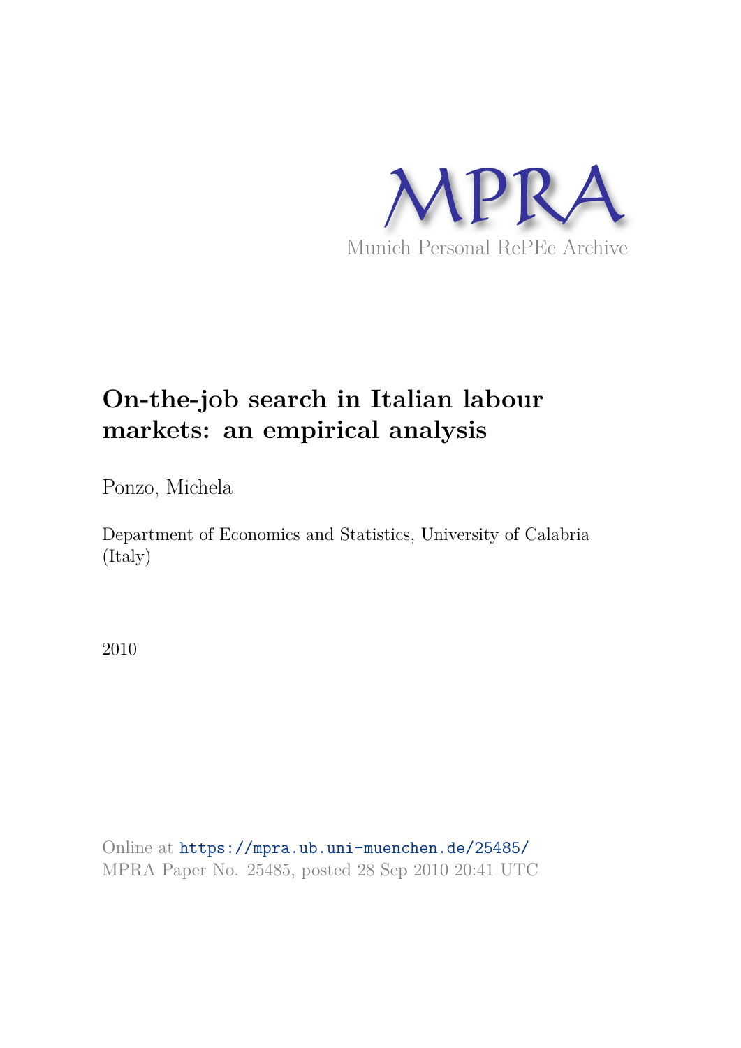MPRA

Munich Personal RePEc Archive

# On-the-job search in Italian labour markets: an empirical analysis

Ponzo, Michela

Department of Economics and Statistics, University of Calabria (Italy)

2010

Online at https://mpra.ub.uni-muenchen.de/25485/

MPRA Paper No. 25485, posted 28 Sep 2010 20:41 UTC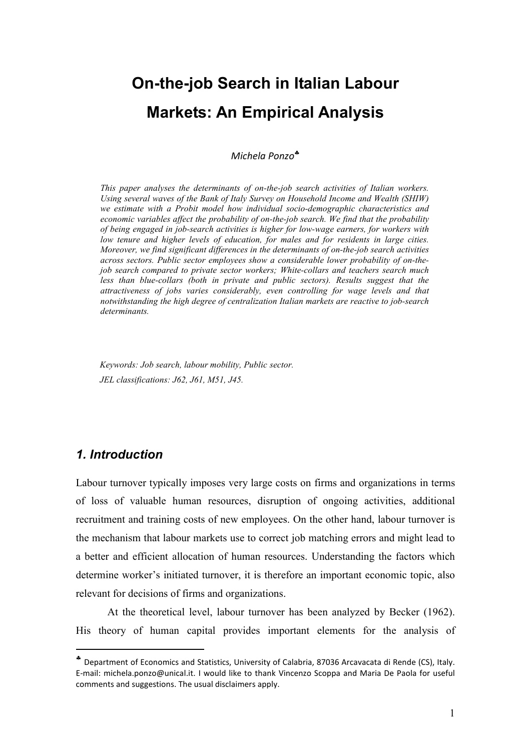# On-the-job Search in Italian Labour Markets: An Empirical Analysis

*Michela Ponzo*[♣]

*This paper analyses the determinants of on-the-job search activities of Italian workers. Using several waves of the Bank of Italy Survey on Household Income and Wealth (SHIW) we estimate with a Probit model how individual socio-demographic characteristics and economic variables affect the probability of on-the-job search. We find that the probability of being engaged in job-search activities is higher for low-wage earners, for workers with low tenure and higher levels of education, for males and for residents in large cities. Moreover, we find significant differences in the determinants of on-the-job search activities across sectors. Public sector employees show a considerable lower probability of on-the-job search compared to private sector workers; White-collars and teachers search much less than blue-collars (both in private and public sectors). Results suggest that the attractiveness of jobs varies considerably, even controlling for wage levels and that notwithstanding the high degree of centralization Italian markets are reactive to job-search determinants.*

*Keywords: Job search, labour mobility, Public sector.*

*JEL classifications: J62, J61, M51, J45.*

## *1. Introduction*

Labour turnover typically imposes very large costs on firms and organizations in terms of loss of valuable human resources, disruption of ongoing activities, additional recruitment and training costs of new employees. On the other hand, labour turnover is the mechanism that labour markets use to correct job matching errors and might lead to a better and efficient allocation of human resources. Understanding the factors which determine worker's initiated turnover, it is therefore an important economic topic, also relevant for decisions of firms and organizations.

At the theoretical level, labour turnover has been analyzed by Becker (1962). His theory of human capital provides important elements for the analysis of

[♣] Department of Economics and Statistics, University of Calabria, 87036 Arcavacata di Rende (CS), Italy. E-mail: michela.ponzo@unical.it. I would like to thank Vincenzo Scoppa and Maria De Paola for useful comments and suggestions. The usual disclaimers apply.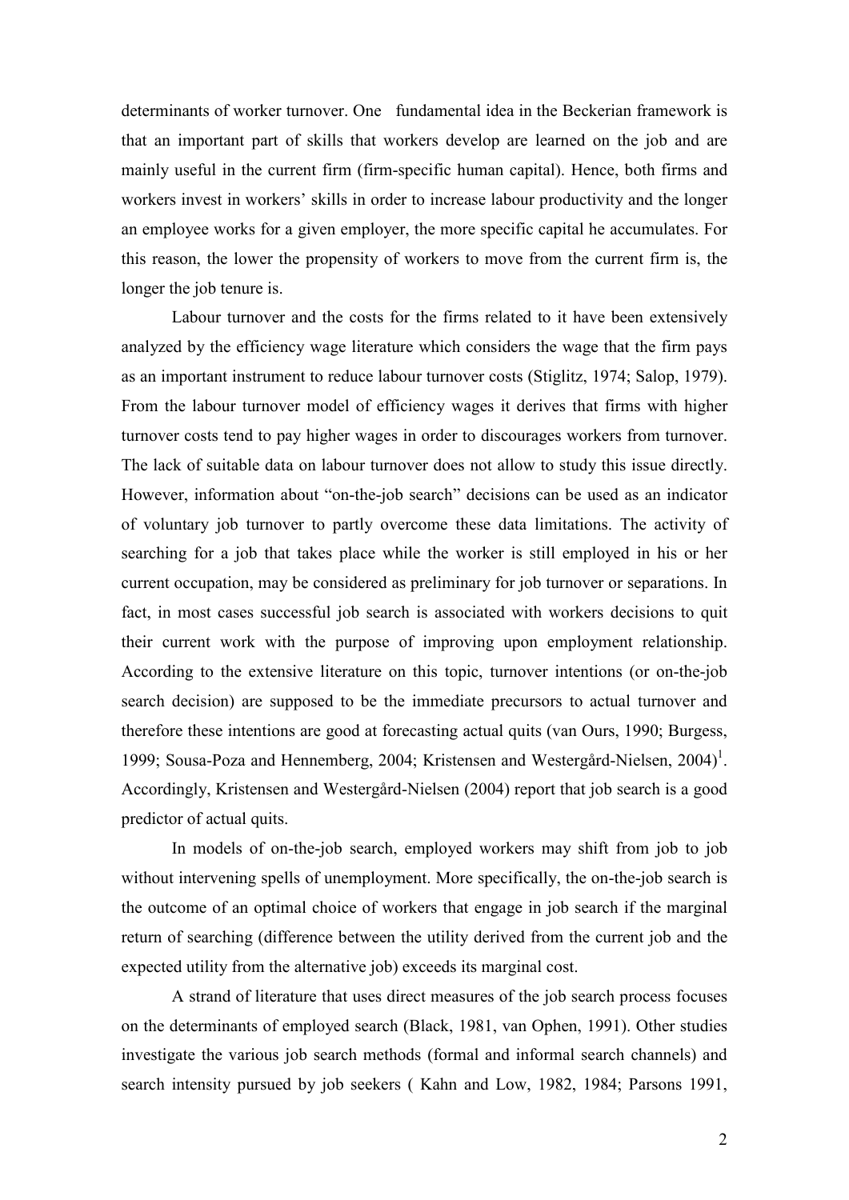determinants of worker turnover. One fundamental idea in the Beckerian framework is that an important part of skills that workers develop are learned on the job and are mainly useful in the current firm (firm-specific human capital). Hence, both firms and workers invest in workers' skills in order to increase labour productivity and the longer an employee works for a given employer, the more specific capital he accumulates. For this reason, the lower the propensity of workers to move from the current firm is, the longer the job tenure is.

Labour turnover and the costs for the firms related to it have been extensively analyzed by the efficiency wage literature which considers the wage that the firm pays as an important instrument to reduce labour turnover costs (Stiglitz, 1974; Salop, 1979). From the labour turnover model of efficiency wages it derives that firms with higher turnover costs tend to pay higher wages in order to discourages workers from turnover. The lack of suitable data on labour turnover does not allow to study this issue directly. However, information about "on-the-job search" decisions can be used as an indicator of voluntary job turnover to partly overcome these data limitations. The activity of searching for a job that takes place while the worker is still employed in his or her current occupation, may be considered as preliminary for job turnover or separations. In fact, in most cases successful job search is associated with workers decisions to quit their current work with the purpose of improving upon employment relationship. According to the extensive literature on this topic, turnover intentions (or on-the-job search decision) are supposed to be the immediate precursors to actual turnover and therefore these intentions are good at forecasting actual quits (van Ours, 1990; Burgess, 1999; Sousa-Poza and Hennemberg, 2004; Kristensen and Westergård-Nielsen, 2004)[1]. Accordingly, Kristensen and Westergård-Nielsen (2004) report that job search is a good predictor of actual quits.

In models of on-the-job search, employed workers may shift from job to job without intervening spells of unemployment. More specifically, the on-the-job search is the outcome of an optimal choice of workers that engage in job search if the marginal return of searching (difference between the utility derived from the current job and the expected utility from the alternative job) exceeds its marginal cost.

A strand of literature that uses direct measures of the job search process focuses on the determinants of employed search (Black, 1981, van Ophen, 1991). Other studies investigate the various job search methods (formal and informal search channels) and search intensity pursued by job seekers ( Kahn and Low, 1982, 1984; Parsons 1991,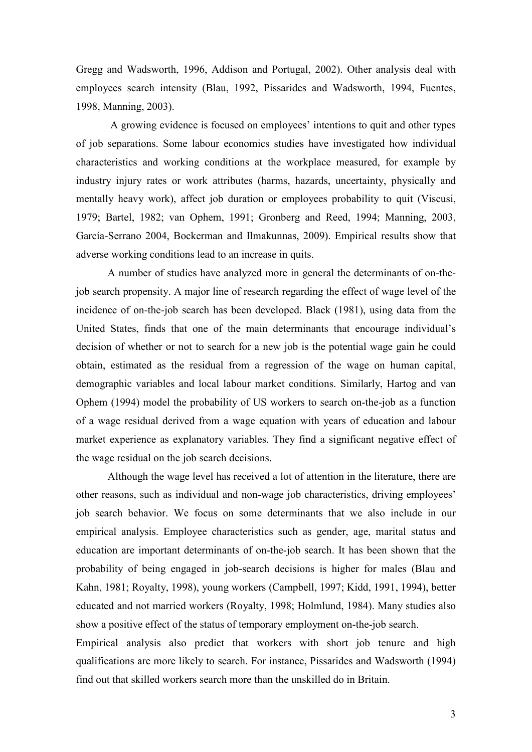Gregg and Wadsworth, 1996, Addison and Portugal, 2002). Other analysis deal with employees search intensity (Blau, 1992, Pissarides and Wadsworth, 1994, Fuentes, 1998, Manning, 2003).

A growing evidence is focused on employees' intentions to quit and other types of job separations. Some labour economics studies have investigated how individual characteristics and working conditions at the workplace measured, for example by industry injury rates or work attributes (harms, hazards, uncertainty, physically and mentally heavy work), affect job duration or employees probability to quit (Viscusi, 1979; Bartel, 1982; van Ophem, 1991; Gronberg and Reed, 1994; Manning, 2003, García-Serrano 2004, Bockerman and Ilmakunnas, 2009). Empirical results show that adverse working conditions lead to an increase in quits.

A number of studies have analyzed more in general the determinants of on-the-job search propensity. A major line of research regarding the effect of wage level of the incidence of on-the-job search has been developed. Black (1981), using data from the United States, finds that one of the main determinants that encourage individual's decision of whether or not to search for a new job is the potential wage gain he could obtain, estimated as the residual from a regression of the wage on human capital, demographic variables and local labour market conditions. Similarly, Hartog and van Ophem (1994) model the probability of US workers to search on-the-job as a function of a wage residual derived from a wage equation with years of education and labour market experience as explanatory variables. They find a significant negative effect of the wage residual on the job search decisions.

Although the wage level has received a lot of attention in the literature, there are other reasons, such as individual and non-wage job characteristics, driving employees' job search behavior. We focus on some determinants that we also include in our empirical analysis. Employee characteristics such as gender, age, marital status and education are important determinants of on-the-job search. It has been shown that the probability of being engaged in job-search decisions is higher for males (Blau and Kahn, 1981; Royalty, 1998), young workers (Campbell, 1997; Kidd, 1991, 1994), better educated and not married workers (Royalty, 1998; Holmlund, 1984). Many studies also show a positive effect of the status of temporary employment on-the-job search.

Empirical analysis also predict that workers with short job tenure and high qualifications are more likely to search. For instance, Pissarides and Wadsworth (1994) find out that skilled workers search more than the unskilled do in Britain.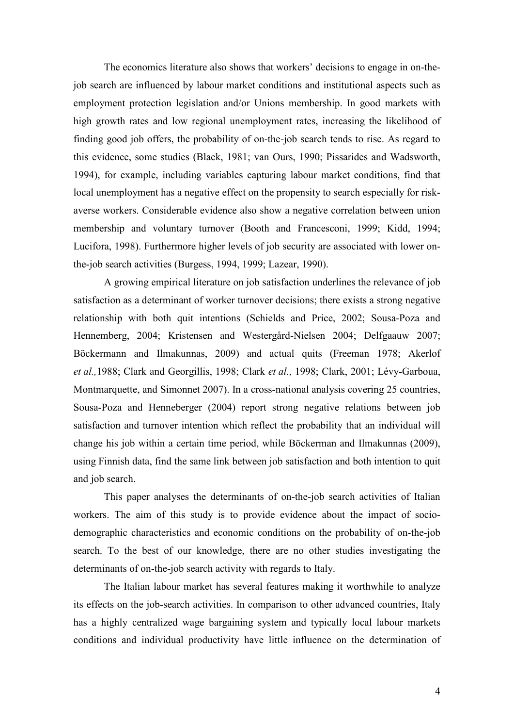The economics literature also shows that workers' decisions to engage in on-the-job search are influenced by labour market conditions and institutional aspects such as employment protection legislation and/or Unions membership. In good markets with high growth rates and low regional unemployment rates, increasing the likelihood of finding good job offers, the probability of on-the-job search tends to rise. As regard to this evidence, some studies (Black, 1981; van Ours, 1990; Pissarides and Wadsworth, 1994), for example, including variables capturing labour market conditions, find that local unemployment has a negative effect on the propensity to search especially for risk-averse workers. Considerable evidence also show a negative correlation between union membership and voluntary turnover (Booth and Francesconi, 1999; Kidd, 1994; Lucifora, 1998). Furthermore higher levels of job security are associated with lower on-the-job search activities (Burgess, 1994, 1999; Lazear, 1990).

A growing empirical literature on job satisfaction underlines the relevance of job satisfaction as a determinant of worker turnover decisions; there exists a strong negative relationship with both quit intentions (Schields and Price, 2002; Sousa-Poza and Hennemberg, 2004; Kristensen and Westergård-Nielsen 2004; Delfgaauw 2007; Böckermann and Ilmakunnas, 2009) and actual quits (Freeman 1978; Akerlof *et al.,*1988; Clark and Georgillis, 1998; Clark *et al.*, 1998; Clark, 2001; Lévy-Garboua, Montmarquette, and Simonnet 2007). In a cross-national analysis covering 25 countries, Sousa-Poza and Henneberger (2004) report strong negative relations between job satisfaction and turnover intention which reflect the probability that an individual will change his job within a certain time period, while Böckerman and Ilmakunnas (2009), using Finnish data, find the same link between job satisfaction and both intention to quit and job search.

This paper analyses the determinants of on-the-job search activities of Italian workers. The aim of this study is to provide evidence about the impact of socio-demographic characteristics and economic conditions on the probability of on-the-job search. To the best of our knowledge, there are no other studies investigating the determinants of on-the-job search activity with regards to Italy.

The Italian labour market has several features making it worthwhile to analyze its effects on the job-search activities. In comparison to other advanced countries, Italy has a highly centralized wage bargaining system and typically local labour markets conditions and individual productivity have little influence on the determination of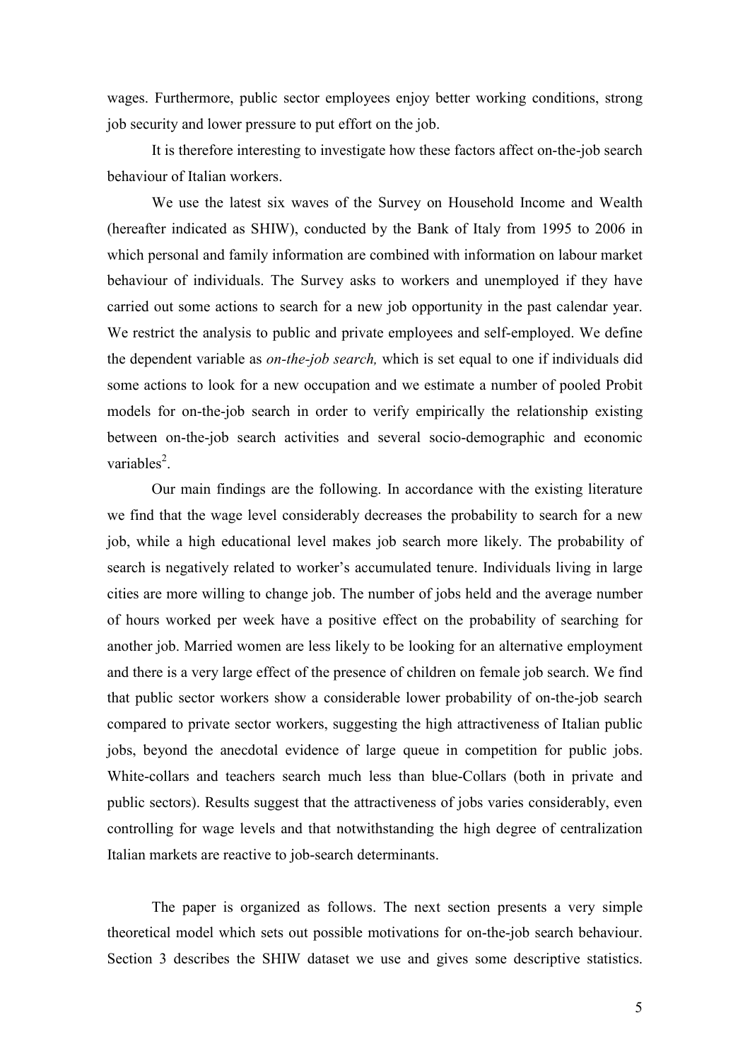wages. Furthermore, public sector employees enjoy better working conditions, strong job security and lower pressure to put effort on the job.

It is therefore interesting to investigate how these factors affect on-the-job search behaviour of Italian workers.

We use the latest six waves of the Survey on Household Income and Wealth (hereafter indicated as SHIW), conducted by the Bank of Italy from 1995 to 2006 in which personal and family information are combined with information on labour market behaviour of individuals. The Survey asks to workers and unemployed if they have carried out some actions to search for a new job opportunity in the past calendar year. We restrict the analysis to public and private employees and self-employed. We define the dependent variable as *on-the-job search,* which is set equal to one if individuals did some actions to look for a new occupation and we estimate a number of pooled Probit models for on-the-job search in order to verify empirically the relationship existing between on-the-job search activities and several socio-demographic and economic variables[2].

Our main findings are the following. In accordance with the existing literature we find that the wage level considerably decreases the probability to search for a new job, while a high educational level makes job search more likely. The probability of search is negatively related to worker's accumulated tenure. Individuals living in large cities are more willing to change job. The number of jobs held and the average number of hours worked per week have a positive effect on the probability of searching for another job. Married women are less likely to be looking for an alternative employment and there is a very large effect of the presence of children on female job search. We find that public sector workers show a considerable lower probability of on-the-job search compared to private sector workers, suggesting the high attractiveness of Italian public jobs, beyond the anecdotal evidence of large queue in competition for public jobs. White-collars and teachers search much less than blue-Collars (both in private and public sectors). Results suggest that the attractiveness of jobs varies considerably, even controlling for wage levels and that notwithstanding the high degree of centralization Italian markets are reactive to job-search determinants.

The paper is organized as follows. The next section presents a very simple theoretical model which sets out possible motivations for on-the-job search behaviour. Section 3 describes the SHIW dataset we use and gives some descriptive statistics.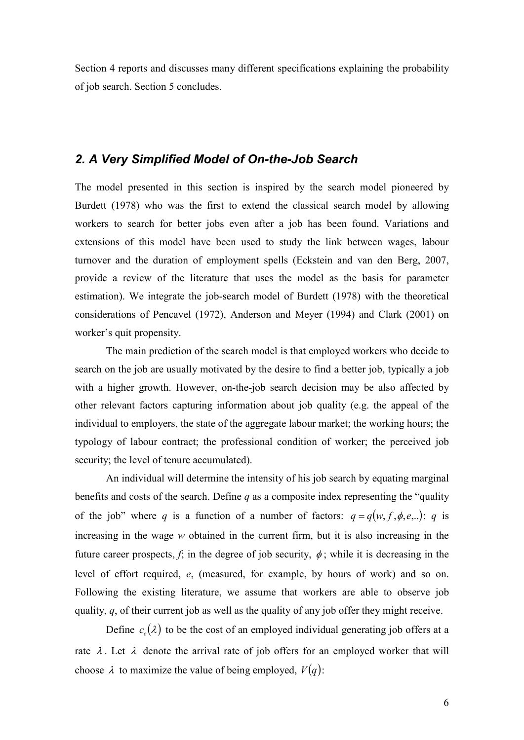Section 4 reports and discusses many different specifications explaining the probability of job search. Section 5 concludes.

## *2. A Very Simplified Model of On-the-Job Search*

The model presented in this section is inspired by the search model pioneered by Burdett (1978) who was the first to extend the classical search model by allowing workers to search for better jobs even after a job has been found. Variations and extensions of this model have been used to study the link between wages, labour turnover and the duration of employment spells (Eckstein and van den Berg, 2007, provide a review of the literature that uses the model as the basis for parameter estimation). We integrate the job-search model of Burdett (1978) with the theoretical considerations of Pencavel (1972), Anderson and Meyer (1994) and Clark (2001) on worker's quit propensity.

The main prediction of the search model is that employed workers who decide to search on the job are usually motivated by the desire to find a better job, typically a job with a higher growth. However, on-the-job search decision may be also affected by other relevant factors capturing information about job quality (e.g. the appeal of the individual to employers, the state of the aggregate labour market; the working hours; the typology of labour contract; the professional condition of worker; the perceived job security; the level of tenure accumulated).

An individual will determine the intensity of his job search by equating marginal benefits and costs of the search. Define $q$ as a composite index representing the "quality of the job" where $q$ is a function of a number of factors: $q = q(w, f, \phi, e,..)$: $q$ is increasing in the wage $w$ obtained in the current firm, but it is also increasing in the future career prospects, $f$; in the degree of job security, $\phi$; while it is decreasing in the level of effort required, $e$, (measured, for example, by hours of work) and so on. Following the existing literature, we assume that workers are able to observe job quality, $q$, of their current job as well as the quality of any job offer they might receive.

Define $c_e(\lambda)$ to be the cost of an employed individual generating job offers at a rate $\lambda$. Let $\lambda$ denote the arrival rate of job offers for an employed worker that will choose $\lambda$ to maximize the value of being employed, $V(q)$: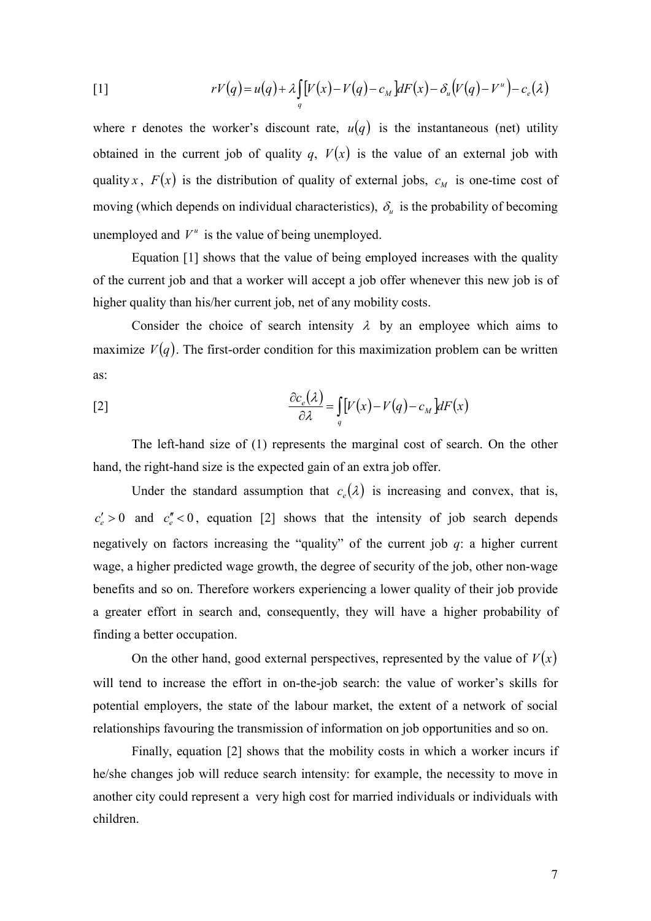$$[1] \qquad rV(q) = u(q) + \lambda \int_q [V(x) - V(q) - c_M] dF(x) - \delta_u (V(q) - V^u) - c_e(\lambda)$$

where r denotes the worker's discount rate, $u(q)$ is the instantaneous (net) utility obtained in the current job of quality *q*, $V(x)$ is the value of an external job with quality $x$, $F(x)$ is the distribution of quality of external jobs, $c_M$ is one-time cost of moving (which depends on individual characteristics), $\delta_u$ is the probability of becoming unemployed and $V^u$ is the value of being unemployed.

Equation [1] shows that the value of being employed increases with the quality of the current job and that a worker will accept a job offer whenever this new job is of higher quality than his/her current job, net of any mobility costs.

Consider the choice of search intensity $\lambda$ by an employee which aims to maximize $V(q)$. The first-order condition for this maximization problem can be written as:

$$[2] \qquad \frac{\partial c_e(\lambda)}{\partial \lambda} = \int_q [V(x) - V(q) - c_M] dF(x)$$

The left-hand size of (1) represents the marginal cost of search. On the other hand, the right-hand size is the expected gain of an extra job offer.

Under the standard assumption that $c_e(\lambda)$ is increasing and convex, that is, $c_e' > 0$ and $c_e'' < 0$, equation [2] shows that the intensity of job search depends negatively on factors increasing the "quality" of the current job *q*: a higher current wage, a higher predicted wage growth, the degree of security of the job, other non-wage benefits and so on. Therefore workers experiencing a lower quality of their job provide a greater effort in search and, consequently, they will have a higher probability of finding a better occupation.

On the other hand, good external perspectives, represented by the value of $V(x)$ will tend to increase the effort in on-the-job search: the value of worker's skills for potential employers, the state of the labour market, the extent of a network of social relationships favouring the transmission of information on job opportunities and so on.

Finally, equation [2] shows that the mobility costs in which a worker incurs if he/she changes job will reduce search intensity: for example, the necessity to move in another city could represent a very high cost for married individuals or individuals with children.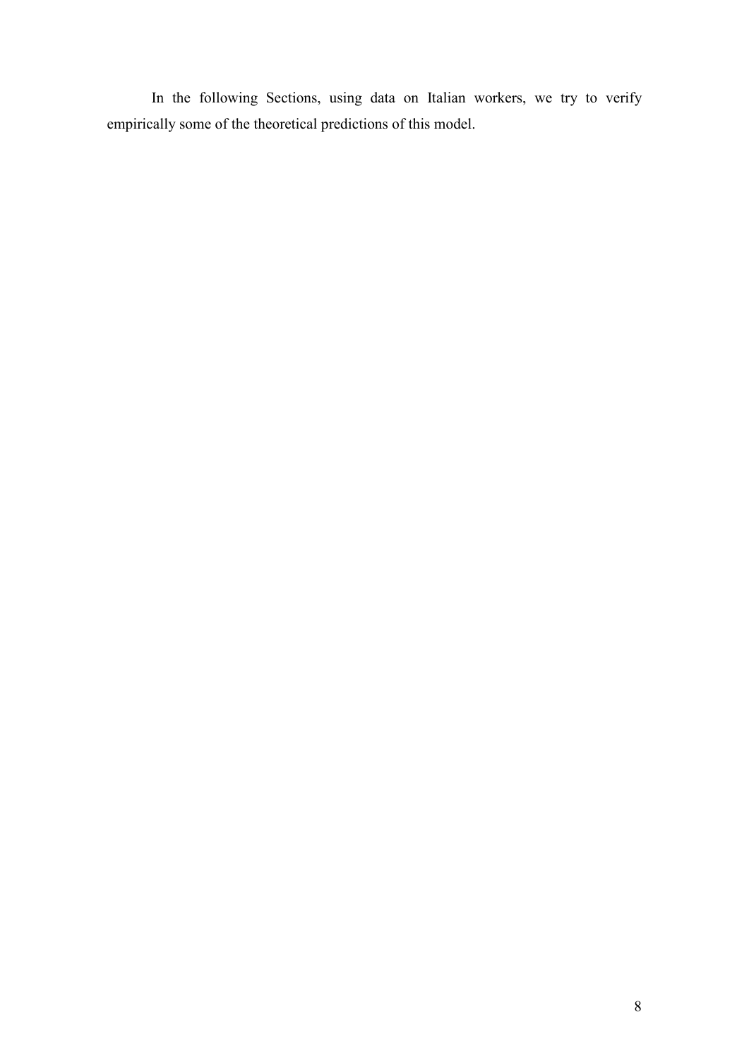In the following Sections, using data on Italian workers, we try to verify empirically some of the theoretical predictions of this model.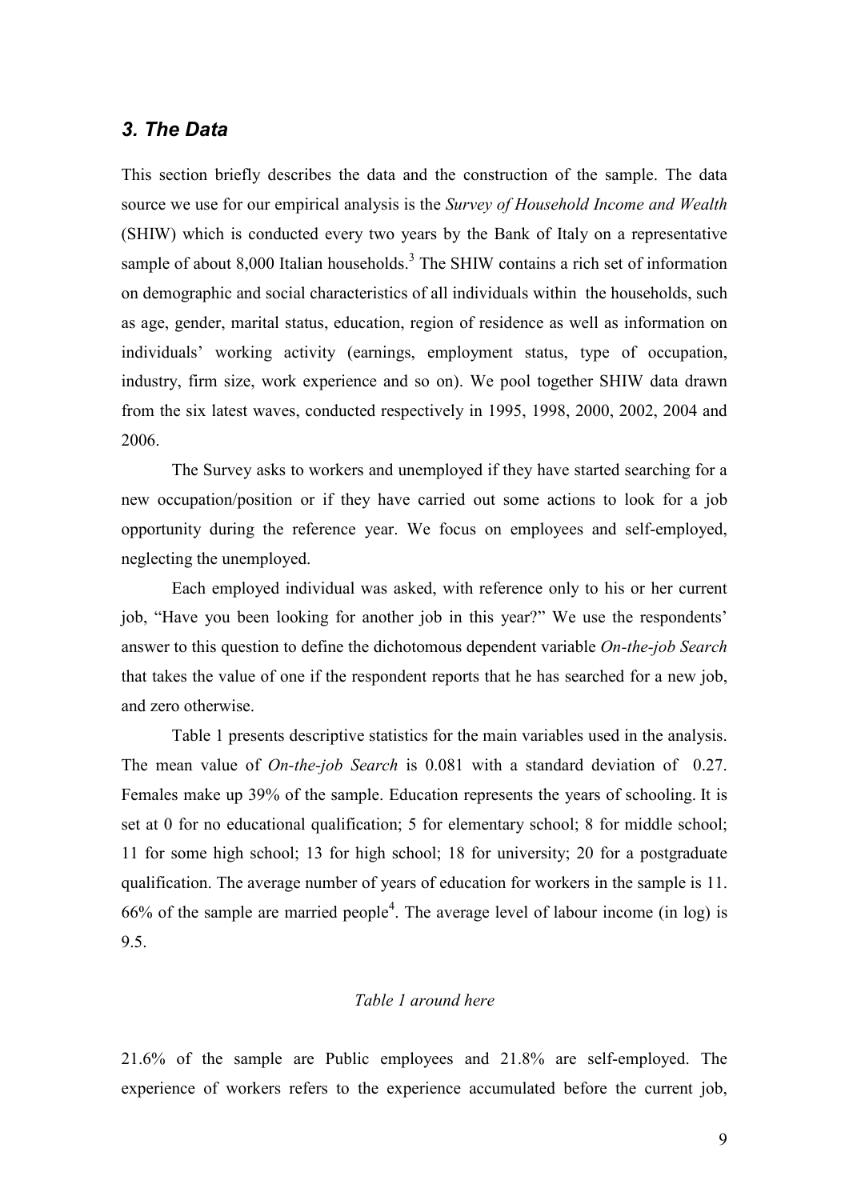## *3. The Data*

This section briefly describes the data and the construction of the sample. The data source we use for our empirical analysis is the *Survey of Household Income and Wealth* (SHIW) which is conducted every two years by the Bank of Italy on a representative sample of about 8,000 Italian households.[3] The SHIW contains a rich set of information on demographic and social characteristics of all individuals within the households, such as age, gender, marital status, education, region of residence as well as information on individuals' working activity (earnings, employment status, type of occupation, industry, firm size, work experience and so on). We pool together SHIW data drawn from the six latest waves, conducted respectively in 1995, 1998, 2000, 2002, 2004 and 2006.

The Survey asks to workers and unemployed if they have started searching for a new occupation/position or if they have carried out some actions to look for a job opportunity during the reference year. We focus on employees and self-employed, neglecting the unemployed.

Each employed individual was asked, with reference only to his or her current job, "Have you been looking for another job in this year?" We use the respondents' answer to this question to define the dichotomous dependent variable *On-the-job Search* that takes the value of one if the respondent reports that he has searched for a new job, and zero otherwise.

Table 1 presents descriptive statistics for the main variables used in the analysis. The mean value of *On-the-job Search* is 0.081 with a standard deviation of 0.27. Females make up 39% of the sample. Education represents the years of schooling. It is set at 0 for no educational qualification; 5 for elementary school; 8 for middle school; 11 for some high school; 13 for high school; 18 for university; 20 for a postgraduate qualification. The average number of years of education for workers in the sample is 11. 66% of the sample are married people[4]. The average level of labour income (in log) is 9.5.

*Table 1 around here*

21.6% of the sample are Public employees and 21.8% are self-employed. The experience of workers refers to the experience accumulated before the current job,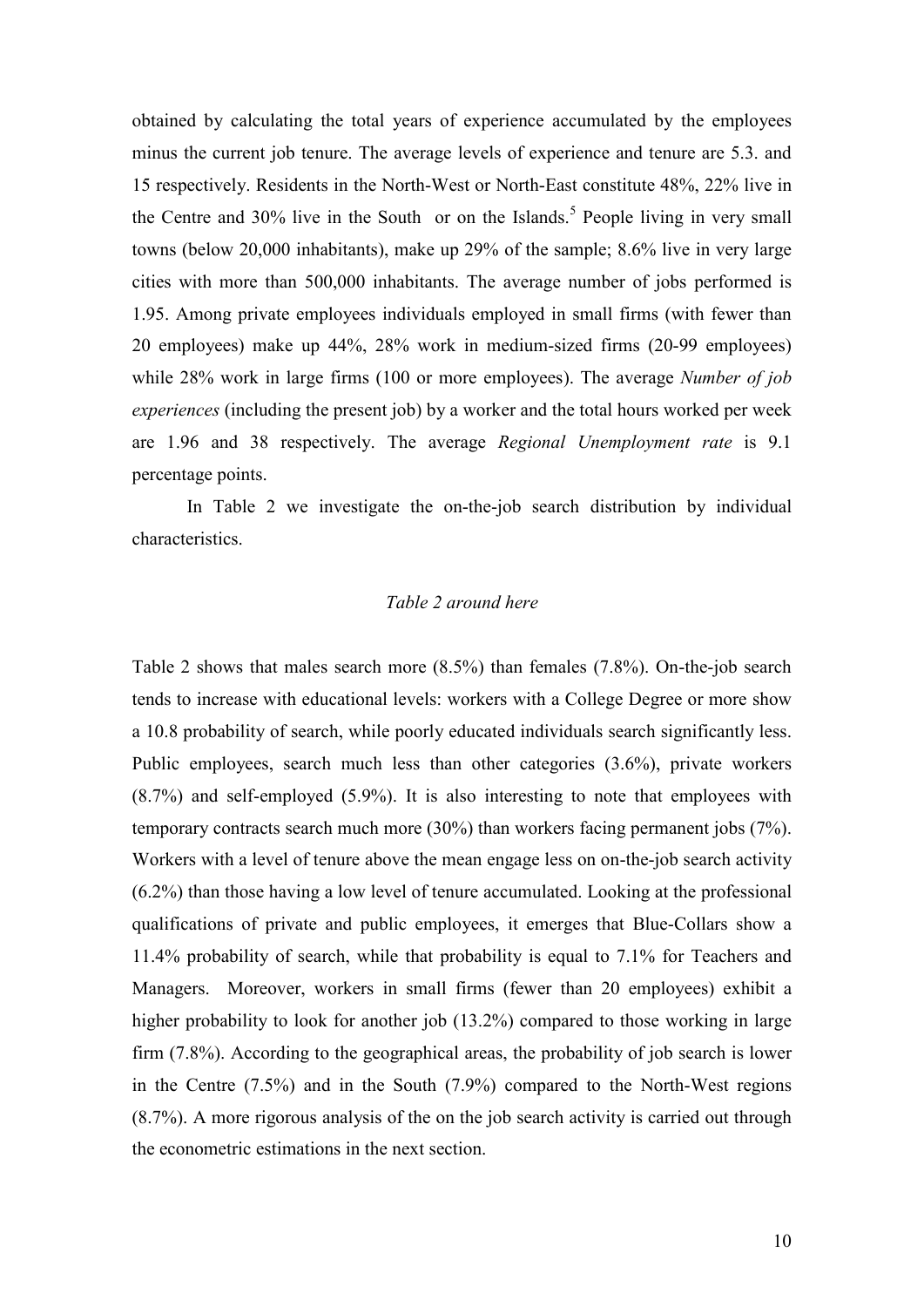obtained by calculating the total years of experience accumulated by the employees minus the current job tenure. The average levels of experience and tenure are 5.3. and 15 respectively. Residents in the North-West or North-East constitute 48%, 22% live in the Centre and 30% live in the South or on the Islands.[5] People living in very small towns (below 20,000 inhabitants), make up 29% of the sample; 8.6% live in very large cities with more than 500,000 inhabitants. The average number of jobs performed is 1.95. Among private employees individuals employed in small firms (with fewer than 20 employees) make up 44%, 28% work in medium-sized firms (20-99 employees) while 28% work in large firms (100 or more employees). The average *Number of job experiences* (including the present job) by a worker and the total hours worked per week are 1.96 and 38 respectively. The average *Regional Unemployment rate* is 9.1 percentage points.

In Table 2 we investigate the on-the-job search distribution by individual characteristics.

*Table 2 around here*

Table 2 shows that males search more (8.5%) than females (7.8%). On-the-job search tends to increase with educational levels: workers with a College Degree or more show a 10.8 probability of search, while poorly educated individuals search significantly less. Public employees, search much less than other categories (3.6%), private workers (8.7%) and self-employed (5.9%). It is also interesting to note that employees with temporary contracts search much more (30%) than workers facing permanent jobs (7%). Workers with a level of tenure above the mean engage less on on-the-job search activity (6.2%) than those having a low level of tenure accumulated. Looking at the professional qualifications of private and public employees, it emerges that Blue-Collars show a 11.4% probability of search, while that probability is equal to 7.1% for Teachers and Managers. Moreover, workers in small firms (fewer than 20 employees) exhibit a higher probability to look for another job (13.2%) compared to those working in large firm (7.8%). According to the geographical areas, the probability of job search is lower in the Centre (7.5%) and in the South (7.9%) compared to the North-West regions (8.7%). A more rigorous analysis of the on the job search activity is carried out through the econometric estimations in the next section.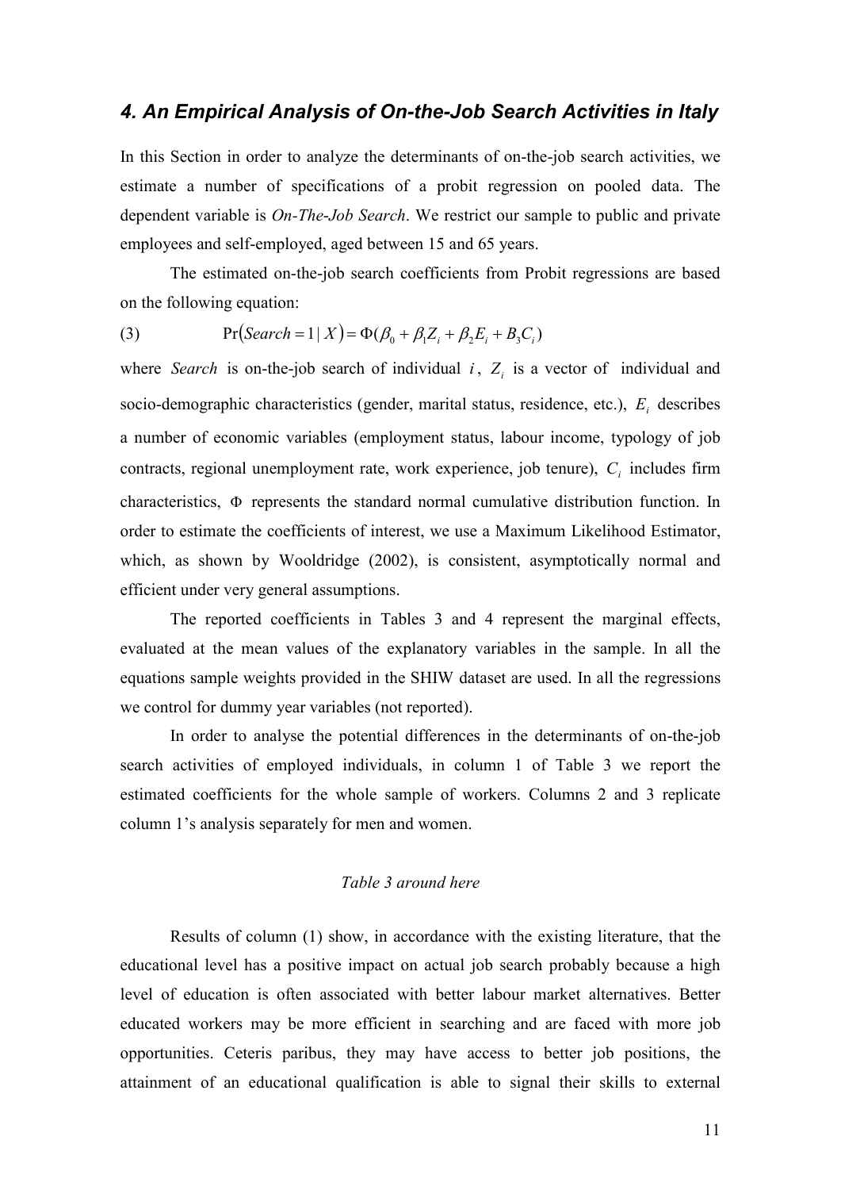## *4. An Empirical Analysis of On-the-Job Search Activities in Italy*

In this Section in order to analyze the determinants of on-the-job search activities, we estimate a number of specifications of a probit regression on pooled data. The dependent variable is *On-The-Job Search*. We restrict our sample to public and private employees and self-employed, aged between 15 and 65 years.

The estimated on-the-job search coefficients from Probit regressions are based on the following equation:

$$\Pr\left(Search = 1 \mid X\right) = \Phi(\beta_0 + \beta_1 Z_i + \beta_2 E_i + B_3 C_i) \tag{3}$$

where *Search* is on-the-job search of individual $i$, $Z_i$ is a vector of individual and socio-demographic characteristics (gender, marital status, residence, etc.), $E_i$ describes a number of economic variables (employment status, labour income, typology of job contracts, regional unemployment rate, work experience, job tenure), $C_i$ includes firm characteristics, $\Phi$ represents the standard normal cumulative distribution function. In order to estimate the coefficients of interest, we use a Maximum Likelihood Estimator, which, as shown by Wooldridge (2002), is consistent, asymptotically normal and efficient under very general assumptions.

The reported coefficients in Tables 3 and 4 represent the marginal effects, evaluated at the mean values of the explanatory variables in the sample. In all the equations sample weights provided in the SHIW dataset are used. In all the regressions we control for dummy year variables (not reported).

In order to analyse the potential differences in the determinants of on-the-job search activities of employed individuals, in column 1 of Table 3 we report the estimated coefficients for the whole sample of workers. Columns 2 and 3 replicate column 1's analysis separately for men and women.

*Table 3 around here*

Results of column (1) show, in accordance with the existing literature, that the educational level has a positive impact on actual job search probably because a high level of education is often associated with better labour market alternatives. Better educated workers may be more efficient in searching and are faced with more job opportunities. Ceteris paribus, they may have access to better job positions, the attainment of an educational qualification is able to signal their skills to external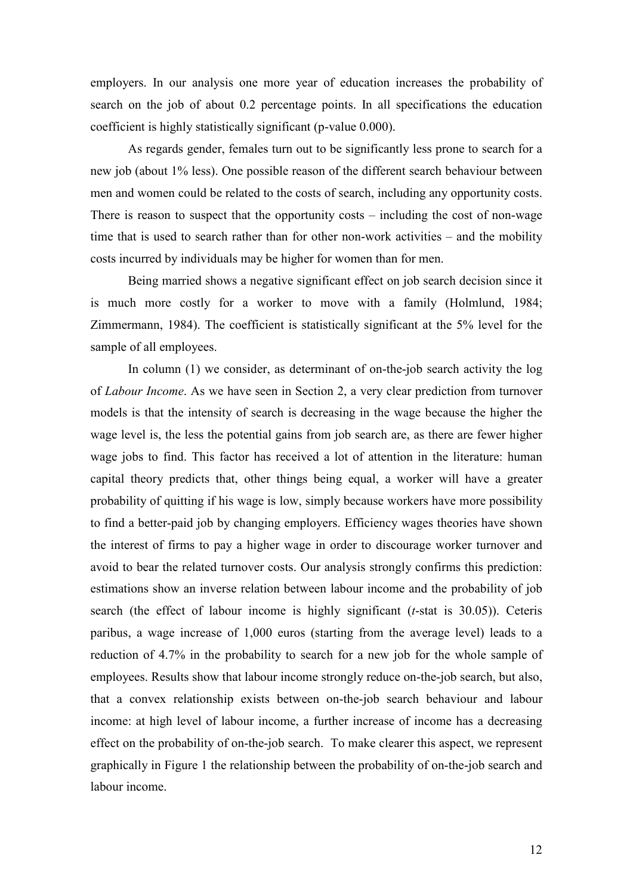employers. In our analysis one more year of education increases the probability of search on the job of about 0.2 percentage points. In all specifications the education coefficient is highly statistically significant (p-value 0.000).

As regards gender, females turn out to be significantly less prone to search for a new job (about 1% less). One possible reason of the different search behaviour between men and women could be related to the costs of search, including any opportunity costs. There is reason to suspect that the opportunity costs – including the cost of non-wage time that is used to search rather than for other non-work activities – and the mobility costs incurred by individuals may be higher for women than for men.

Being married shows a negative significant effect on job search decision since it is much more costly for a worker to move with a family (Holmlund, 1984; Zimmermann, 1984). The coefficient is statistically significant at the 5% level for the sample of all employees.

In column (1) we consider, as determinant of on-the-job search activity the log of *Labour Income*. As we have seen in Section 2, a very clear prediction from turnover models is that the intensity of search is decreasing in the wage because the higher the wage level is, the less the potential gains from job search are, as there are fewer higher wage jobs to find. This factor has received a lot of attention in the literature: human capital theory predicts that, other things being equal, a worker will have a greater probability of quitting if his wage is low, simply because workers have more possibility to find a better-paid job by changing employers. Efficiency wages theories have shown the interest of firms to pay a higher wage in order to discourage worker turnover and avoid to bear the related turnover costs. Our analysis strongly confirms this prediction: estimations show an inverse relation between labour income and the probability of job search (the effect of labour income is highly significant (*t*-stat is 30.05)). Ceteris paribus, a wage increase of 1,000 euros (starting from the average level) leads to a reduction of 4.7% in the probability to search for a new job for the whole sample of employees. Results show that labour income strongly reduce on-the-job search, but also, that a convex relationship exists between on-the-job search behaviour and labour income: at high level of labour income, a further increase of income has a decreasing effect on the probability of on-the-job search. To make clearer this aspect, we represent graphically in Figure 1 the relationship between the probability of on-the-job search and labour income.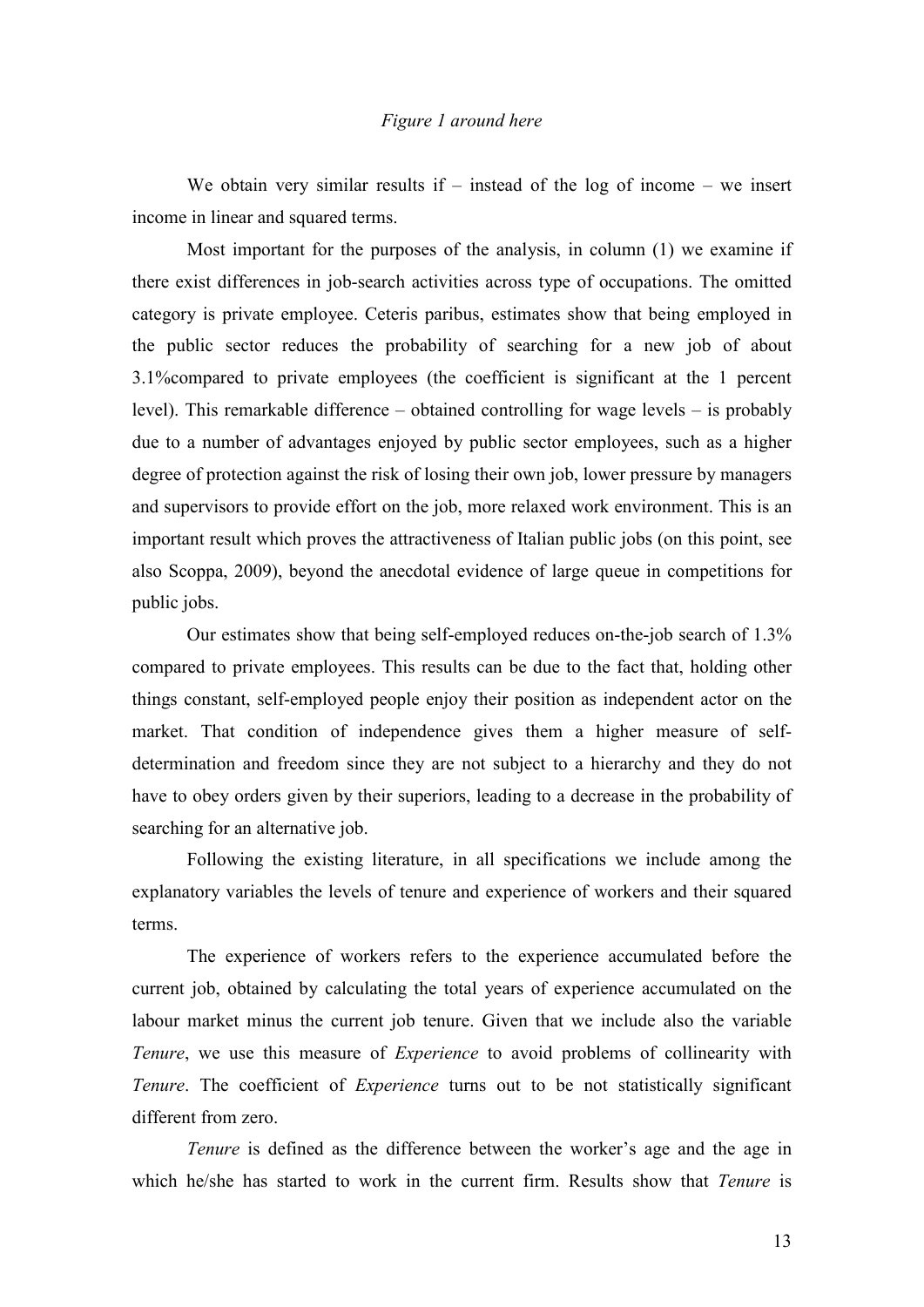*Figure 1 around here*

We obtain very similar results if – instead of the log of income – we insert income in linear and squared terms.

Most important for the purposes of the analysis, in column (1) we examine if there exist differences in job-search activities across type of occupations. The omitted category is private employee. Ceteris paribus, estimates show that being employed in the public sector reduces the probability of searching for a new job of about 3.1%compared to private employees (the coefficient is significant at the 1 percent level). This remarkable difference – obtained controlling for wage levels – is probably due to a number of advantages enjoyed by public sector employees, such as a higher degree of protection against the risk of losing their own job, lower pressure by managers and supervisors to provide effort on the job, more relaxed work environment. This is an important result which proves the attractiveness of Italian public jobs (on this point, see also Scoppa, 2009), beyond the anecdotal evidence of large queue in competitions for public jobs.

Our estimates show that being self-employed reduces on-the-job search of 1.3% compared to private employees. This results can be due to the fact that, holding other things constant, self-employed people enjoy their position as independent actor on the market. That condition of independence gives them a higher measure of self-determination and freedom since they are not subject to a hierarchy and they do not have to obey orders given by their superiors, leading to a decrease in the probability of searching for an alternative job.

Following the existing literature, in all specifications we include among the explanatory variables the levels of tenure and experience of workers and their squared terms.

The experience of workers refers to the experience accumulated before the current job, obtained by calculating the total years of experience accumulated on the labour market minus the current job tenure. Given that we include also the variable *Tenure*, we use this measure of *Experience* to avoid problems of collinearity with *Tenure*. The coefficient of *Experience* turns out to be not statistically significant different from zero.

*Tenure* is defined as the difference between the worker's age and the age in which he/she has started to work in the current firm. Results show that *Tenure* is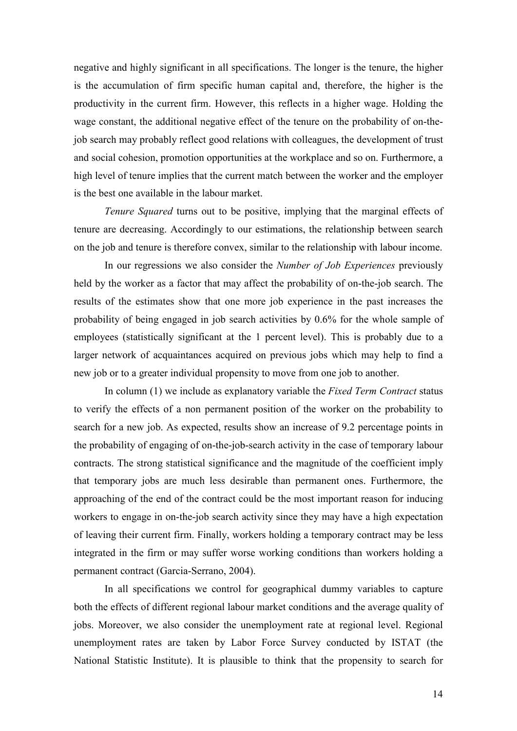negative and highly significant in all specifications. The longer is the tenure, the higher is the accumulation of firm specific human capital and, therefore, the higher is the productivity in the current firm. However, this reflects in a higher wage. Holding the wage constant, the additional negative effect of the tenure on the probability of on-the-job search may probably reflect good relations with colleagues, the development of trust and social cohesion, promotion opportunities at the workplace and so on. Furthermore, a high level of tenure implies that the current match between the worker and the employer is the best one available in the labour market.

*Tenure Squared* turns out to be positive, implying that the marginal effects of tenure are decreasing. Accordingly to our estimations, the relationship between search on the job and tenure is therefore convex, similar to the relationship with labour income.

In our regressions we also consider the *Number of Job Experiences* previously held by the worker as a factor that may affect the probability of on-the-job search. The results of the estimates show that one more job experience in the past increases the probability of being engaged in job search activities by 0.6% for the whole sample of employees (statistically significant at the 1 percent level). This is probably due to a larger network of acquaintances acquired on previous jobs which may help to find a new job or to a greater individual propensity to move from one job to another.

In column (1) we include as explanatory variable the *Fixed Term Contract* status to verify the effects of a non permanent position of the worker on the probability to search for a new job. As expected, results show an increase of 9.2 percentage points in the probability of engaging of on-the-job-search activity in the case of temporary labour contracts. The strong statistical significance and the magnitude of the coefficient imply that temporary jobs are much less desirable than permanent ones. Furthermore, the approaching of the end of the contract could be the most important reason for inducing workers to engage in on-the-job search activity since they may have a high expectation of leaving their current firm. Finally, workers holding a temporary contract may be less integrated in the firm or may suffer worse working conditions than workers holding a permanent contract (Garcia-Serrano, 2004).

In all specifications we control for geographical dummy variables to capture both the effects of different regional labour market conditions and the average quality of jobs. Moreover, we also consider the unemployment rate at regional level. Regional unemployment rates are taken by Labor Force Survey conducted by ISTAT (the National Statistic Institute). It is plausible to think that the propensity to search for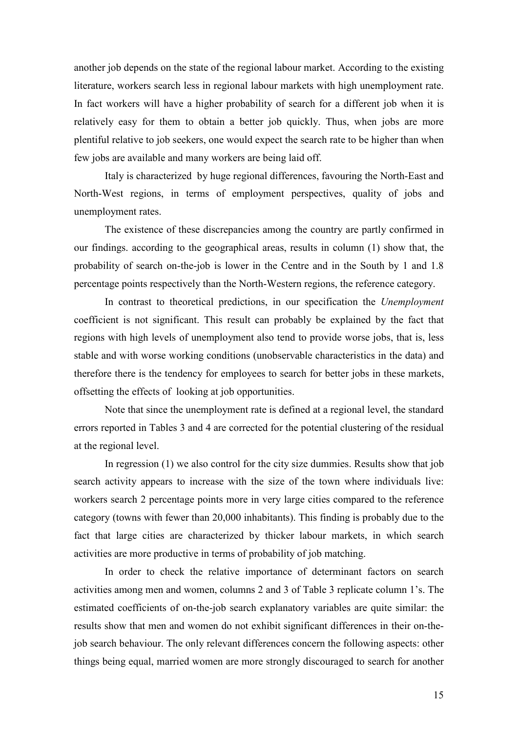another job depends on the state of the regional labour market. According to the existing literature, workers search less in regional labour markets with high unemployment rate. In fact workers will have a higher probability of search for a different job when it is relatively easy for them to obtain a better job quickly. Thus, when jobs are more plentiful relative to job seekers, one would expect the search rate to be higher than when few jobs are available and many workers are being laid off.

Italy is characterized by huge regional differences, favouring the North-East and North-West regions, in terms of employment perspectives, quality of jobs and unemployment rates.

The existence of these discrepancies among the country are partly confirmed in our findings. according to the geographical areas, results in column (1) show that, the probability of search on-the-job is lower in the Centre and in the South by 1 and 1.8 percentage points respectively than the North-Western regions, the reference category.

In contrast to theoretical predictions, in our specification the *Unemployment* coefficient is not significant. This result can probably be explained by the fact that regions with high levels of unemployment also tend to provide worse jobs, that is, less stable and with worse working conditions (unobservable characteristics in the data) and therefore there is the tendency for employees to search for better jobs in these markets, offsetting the effects of looking at job opportunities.

Note that since the unemployment rate is defined at a regional level, the standard errors reported in Tables 3 and 4 are corrected for the potential clustering of the residual at the regional level.

In regression (1) we also control for the city size dummies. Results show that job search activity appears to increase with the size of the town where individuals live: workers search 2 percentage points more in very large cities compared to the reference category (towns with fewer than 20,000 inhabitants). This finding is probably due to the fact that large cities are characterized by thicker labour markets, in which search activities are more productive in terms of probability of job matching.

In order to check the relative importance of determinant factors on search activities among men and women, columns 2 and 3 of Table 3 replicate column 1's. The estimated coefficients of on-the-job search explanatory variables are quite similar: the results show that men and women do not exhibit significant differences in their on-the-job search behaviour. The only relevant differences concern the following aspects: other things being equal, married women are more strongly discouraged to search for another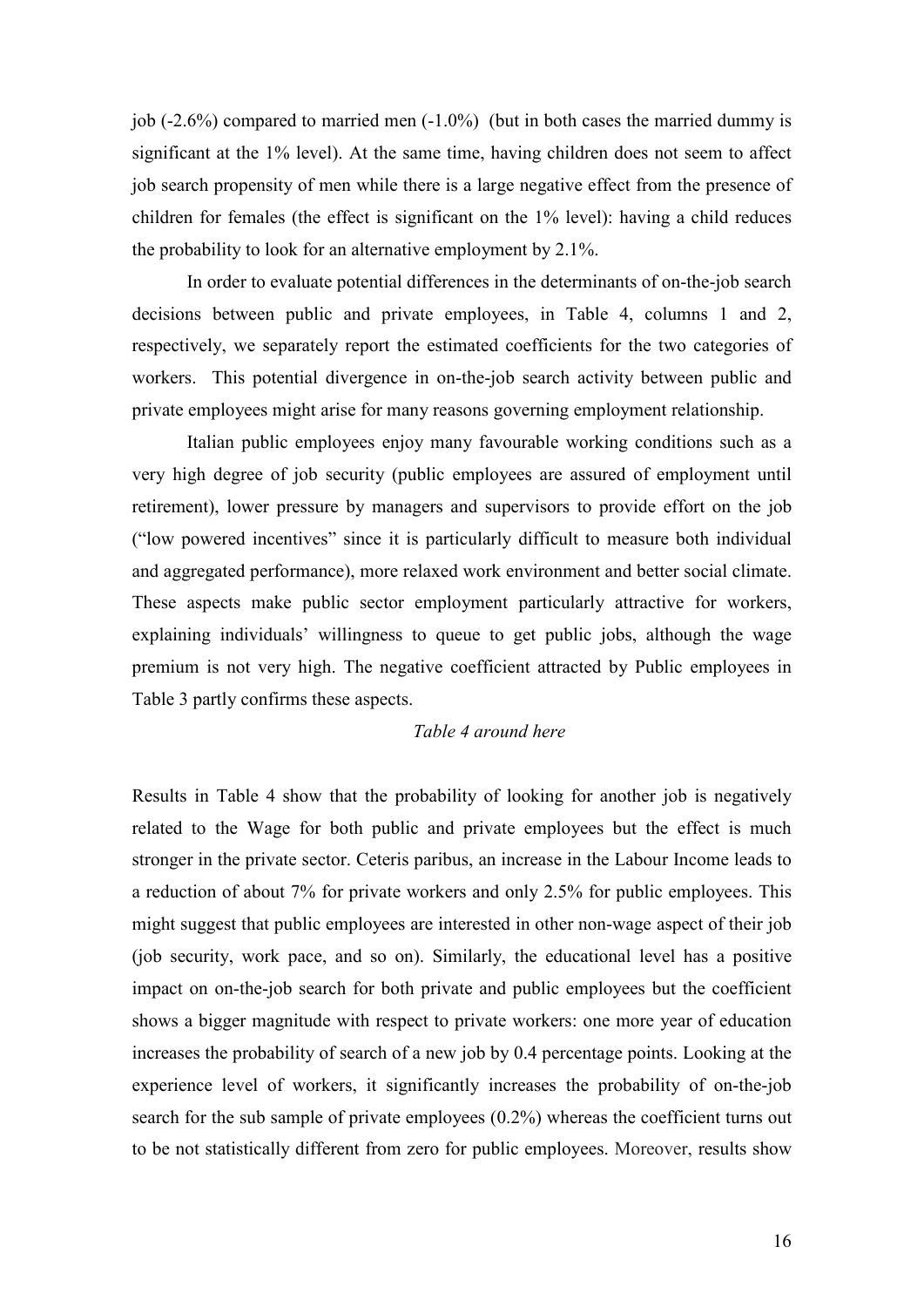job (-2.6%) compared to married men (-1.0%) (but in both cases the married dummy is significant at the 1% level). At the same time, having children does not seem to affect job search propensity of men while there is a large negative effect from the presence of children for females (the effect is significant on the 1% level): having a child reduces the probability to look for an alternative employment by 2.1%.

In order to evaluate potential differences in the determinants of on-the-job search decisions between public and private employees, in Table 4, columns 1 and 2, respectively, we separately report the estimated coefficients for the two categories of workers. This potential divergence in on-the-job search activity between public and private employees might arise for many reasons governing employment relationship.

Italian public employees enjoy many favourable working conditions such as a very high degree of job security (public employees are assured of employment until retirement), lower pressure by managers and supervisors to provide effort on the job ("low powered incentives" since it is particularly difficult to measure both individual and aggregated performance), more relaxed work environment and better social climate. These aspects make public sector employment particularly attractive for workers, explaining individuals' willingness to queue to get public jobs, although the wage premium is not very high. The negative coefficient attracted by Public employees in Table 3 partly confirms these aspects.

*Table 4 around here*

Results in Table 4 show that the probability of looking for another job is negatively related to the Wage for both public and private employees but the effect is much stronger in the private sector. Ceteris paribus, an increase in the Labour Income leads to a reduction of about 7% for private workers and only 2.5% for public employees. This might suggest that public employees are interested in other non-wage aspect of their job (job security, work pace, and so on). Similarly, the educational level has a positive impact on on-the-job search for both private and public employees but the coefficient shows a bigger magnitude with respect to private workers: one more year of education increases the probability of search of a new job by 0.4 percentage points. Looking at the experience level of workers, it significantly increases the probability of on-the-job search for the sub sample of private employees (0.2%) whereas the coefficient turns out to be not statistically different from zero for public employees. Moreover, results show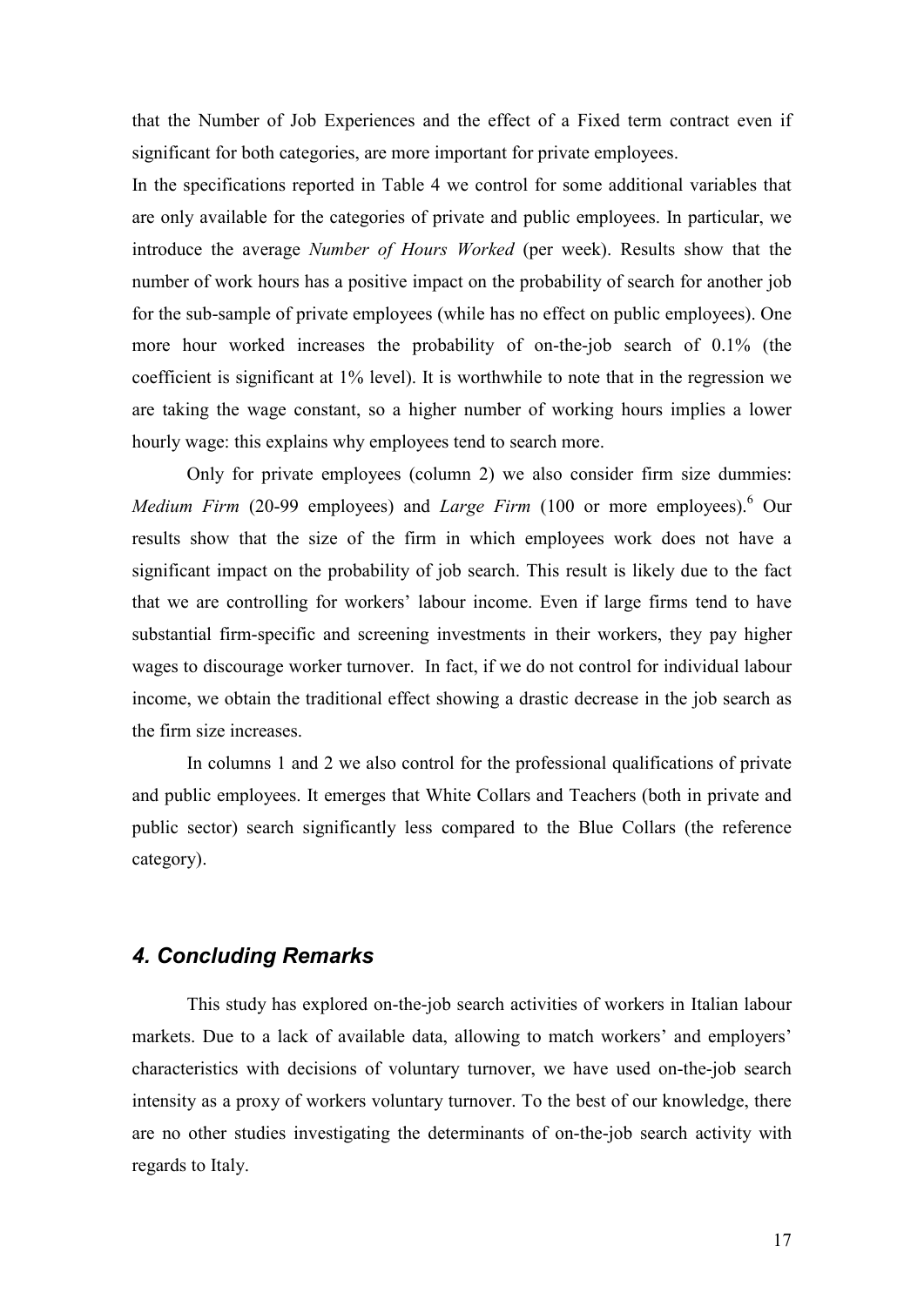that the Number of Job Experiences and the effect of a Fixed term contract even if significant for both categories, are more important for private employees.

In the specifications reported in Table 4 we control for some additional variables that are only available for the categories of private and public employees. In particular, we introduce the average *Number of Hours Worked* (per week). Results show that the number of work hours has a positive impact on the probability of search for another job for the sub-sample of private employees (while has no effect on public employees). One more hour worked increases the probability of on-the-job search of 0.1% (the coefficient is significant at 1% level). It is worthwhile to note that in the regression we are taking the wage constant, so a higher number of working hours implies a lower hourly wage: this explains why employees tend to search more.

Only for private employees (column 2) we also consider firm size dummies: *Medium Firm* (20-99 employees) and *Large Firm* (100 or more employees).[6] Our results show that the size of the firm in which employees work does not have a significant impact on the probability of job search. This result is likely due to the fact that we are controlling for workers' labour income. Even if large firms tend to have substantial firm-specific and screening investments in their workers, they pay higher wages to discourage worker turnover. In fact, if we do not control for individual labour income, we obtain the traditional effect showing a drastic decrease in the job search as the firm size increases.

In columns 1 and 2 we also control for the professional qualifications of private and public employees. It emerges that White Collars and Teachers (both in private and public sector) search significantly less compared to the Blue Collars (the reference category).

## *4. Concluding Remarks*

This study has explored on-the-job search activities of workers in Italian labour markets. Due to a lack of available data, allowing to match workers' and employers' characteristics with decisions of voluntary turnover, we have used on-the-job search intensity as a proxy of workers voluntary turnover. To the best of our knowledge, there are no other studies investigating the determinants of on-the-job search activity with regards to Italy.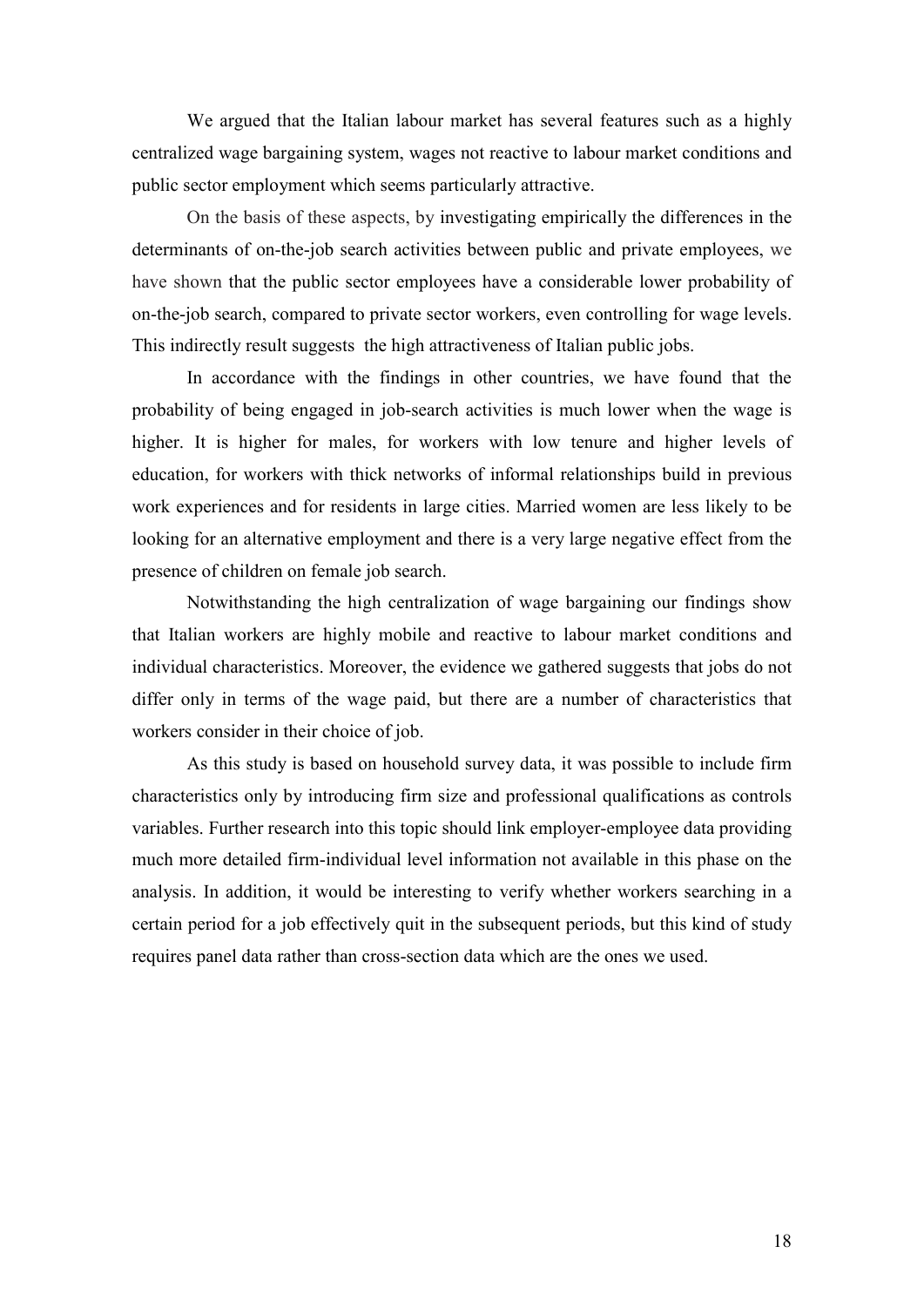We argued that the Italian labour market has several features such as a highly centralized wage bargaining system, wages not reactive to labour market conditions and public sector employment which seems particularly attractive.

On the basis of these aspects, by investigating empirically the differences in the determinants of on-the-job search activities between public and private employees, we have shown that the public sector employees have a considerable lower probability of on-the-job search, compared to private sector workers, even controlling for wage levels. This indirectly result suggests the high attractiveness of Italian public jobs.

In accordance with the findings in other countries, we have found that the probability of being engaged in job-search activities is much lower when the wage is higher. It is higher for males, for workers with low tenure and higher levels of education, for workers with thick networks of informal relationships build in previous work experiences and for residents in large cities. Married women are less likely to be looking for an alternative employment and there is a very large negative effect from the presence of children on female job search.

Notwithstanding the high centralization of wage bargaining our findings show that Italian workers are highly mobile and reactive to labour market conditions and individual characteristics. Moreover, the evidence we gathered suggests that jobs do not differ only in terms of the wage paid, but there are a number of characteristics that workers consider in their choice of job.

As this study is based on household survey data, it was possible to include firm characteristics only by introducing firm size and professional qualifications as controls variables. Further research into this topic should link employer-employee data providing much more detailed firm-individual level information not available in this phase on the analysis. In addition, it would be interesting to verify whether workers searching in a certain period for a job effectively quit in the subsequent periods, but this kind of study requires panel data rather than cross-section data which are the ones we used.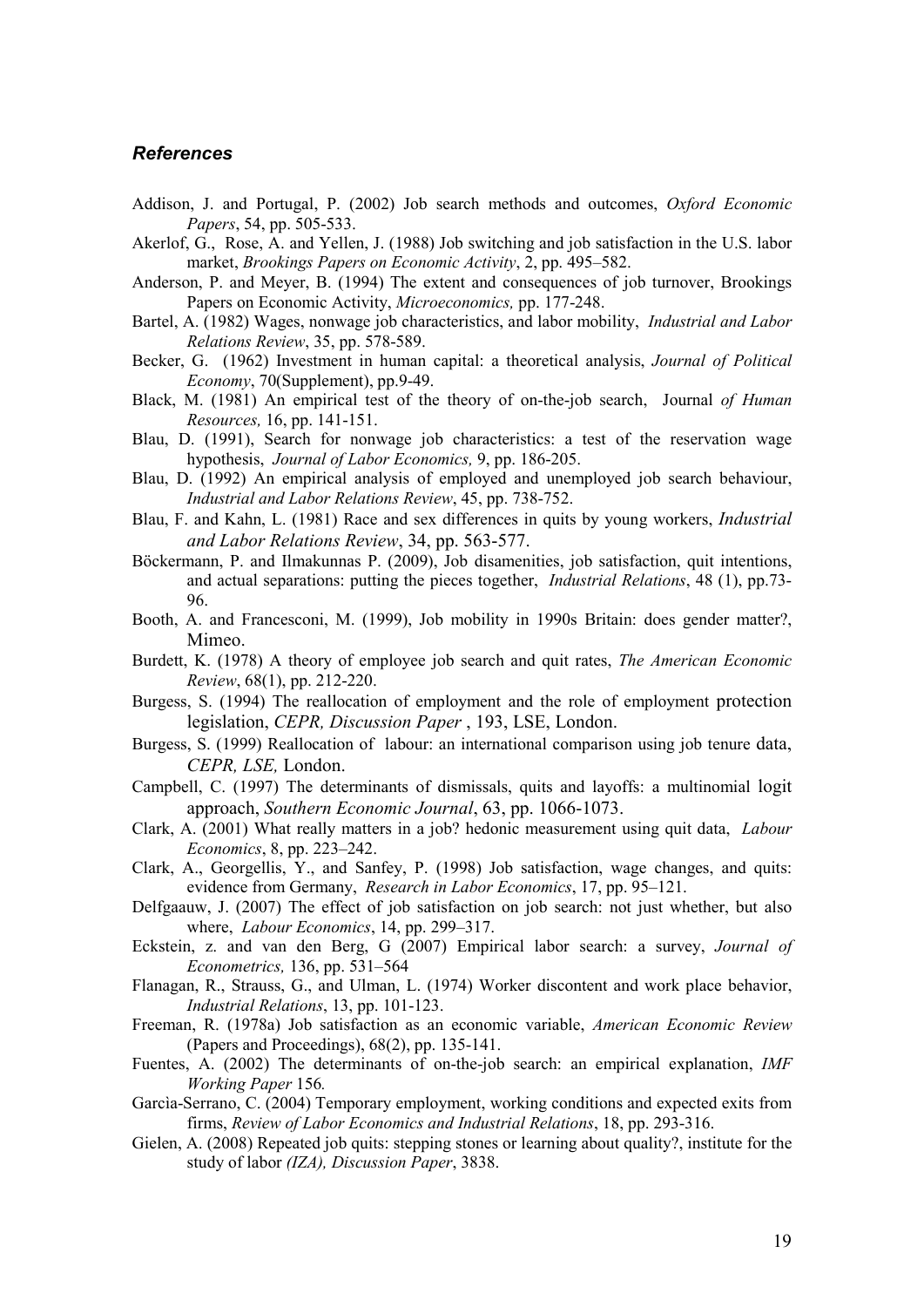## *References*

Addison, J. and Portugal, P. (2002) Job search methods and outcomes, *Oxford Economic Papers*, 54, pp. 505-533.

Akerlof, G., Rose, A. and Yellen, J. (1988) Job switching and job satisfaction in the U.S. labor market, *Brookings Papers on Economic Activity*, 2, pp. 495–582.

Anderson, P. and Meyer, B. (1994) The extent and consequences of job turnover, Brookings Papers on Economic Activity, *Microeconomics,* pp. 177-248.

Bartel, A. (1982) Wages, nonwage job characteristics, and labor mobility, *Industrial and Labor Relations Review*, 35, pp. 578-589.

Becker, G. (1962) Investment in human capital: a theoretical analysis, *Journal of Political Economy*, 70(Supplement), pp.9-49.

Black, M. (1981) An empirical test of the theory of on-the-job search, Journal *of Human Resources,* 16, pp. 141-151.

Blau, D. (1991), Search for nonwage job characteristics: a test of the reservation wage hypothesis, *Journal of Labor Economics,* 9, pp. 186-205.

Blau, D. (1992) An empirical analysis of employed and unemployed job search behaviour, *Industrial and Labor Relations Review*, 45, pp. 738-752.

Blau, F. and Kahn, L. (1981) Race and sex differences in quits by young workers, *Industrial and Labor Relations Review*, 34, pp. 563-577.

Böckermann, P. and Ilmakunnas P. (2009), Job disamenities, job satisfaction, quit intentions, and actual separations: putting the pieces together, *Industrial Relations*, 48 (1), pp.73-96.

Booth, A. and Francesconi, M. (1999), Job mobility in 1990s Britain: does gender matter?, Mimeo.

Burdett, K. (1978) A theory of employee job search and quit rates, *The American Economic Review*, 68(1), pp. 212-220.

Burgess, S. (1994) The reallocation of employment and the role of employment protection legislation, *CEPR, Discussion Paper* , 193, LSE, London.

Burgess, S. (1999) Reallocation of labour: an international comparison using job tenure data, *CEPR, LSE,* London.

Campbell, C. (1997) The determinants of dismissals, quits and layoffs: a multinomial logit approach, *Southern Economic Journal*, 63, pp. 1066-1073.

Clark, A. (2001) What really matters in a job? hedonic measurement using quit data, *Labour Economics*, 8, pp. 223–242.

Clark, A., Georgellis, Y., and Sanfey, P. (1998) Job satisfaction, wage changes, and quits: evidence from Germany, *Research in Labor Economics*, 17, pp. 95–121.

Delfgaauw, J. (2007) The effect of job satisfaction on job search: not just whether, but also where, *Labour Economics*, 14, pp. 299–317.

Eckstein, z. and van den Berg, G (2007) Empirical labor search: a survey, *Journal of Econometrics,* 136, pp. 531–564

Flanagan, R., Strauss, G., and Ulman, L. (1974) Worker discontent and work place behavior, *Industrial Relations*, 13, pp. 101-123.

Freeman, R. (1978a) Job satisfaction as an economic variable, *American Economic Review* (Papers and Proceedings), 68(2), pp. 135-141.

Fuentes, A. (2002) The determinants of on-the-job search: an empirical explanation, *IMF Working Paper* 156*.*

Garcìa-Serrano, C. (2004) Temporary employment, working conditions and expected exits from firms, *Review of Labor Economics and Industrial Relations*, 18, pp. 293-316.

Gielen, A. (2008) Repeated job quits: stepping stones or learning about quality?, institute for the study of labor *(IZA), Discussion Paper*, 3838.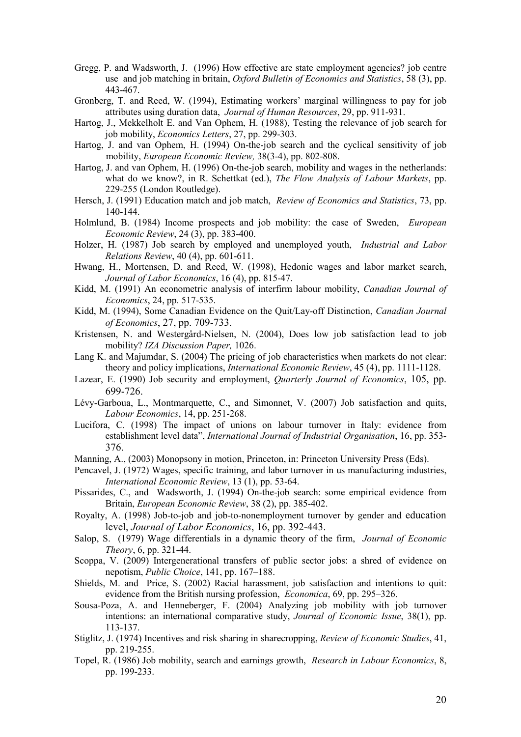Gregg, P. and Wadsworth, J. (1996) How effective are state employment agencies? job centre use and job matching in britain, *Oxford Bulletin of Economics and Statistics*, 58 (3), pp. 443-467.

Gronberg, T. and Reed, W. (1994), Estimating workers' marginal willingness to pay for job attributes using duration data, *Journal of Human Resources*, 29, pp. 911-931.

Hartog, J., Mekkelholt E. and Van Ophem, H. (1988), Testing the relevance of job search for job mobility, *Economics Letters*, 27, pp. 299-303.

Hartog, J. and van Ophem, H. (1994) On-the-job search and the cyclical sensitivity of job mobility, *European Economic Review,* 38(3-4), pp. 802-808.

Hartog, J. and van Ophem, H. (1996) On-the-job search, mobility and wages in the netherlands: what do we know?, in R. Schettkat (ed.), *The Flow Analysis of Labour Markets*, pp. 229-255 (London Routledge).

Hersch, J. (1991) Education match and job match, *Review of Economics and Statistics*, 73, pp. 140-144.

Holmlund, B. (1984) Income prospects and job mobility: the case of Sweden, *European Economic Review*, 24 (3), pp. 383-400.

Holzer, H. (1987) Job search by employed and unemployed youth, *Industrial and Labor Relations Review*, 40 (4), pp. 601-611.

Hwang, H., Mortensen, D. and Reed, W. (1998), Hedonic wages and labor market search, *Journal of Labor Economics*, 16 (4), pp. 815-47.

Kidd, M. (1991) An econometric analysis of interfirm labour mobility, *Canadian Journal of Economics*, 24, pp. 517-535.

Kidd, M. (1994), Some Canadian Evidence on the Quit/Lay-off Distinction, *Canadian Journal of Economics*, 27, pp. 709-733.

Kristensen, N. and Westergård-Nielsen, N. (2004), Does low job satisfaction lead to job mobility? *IZA Discussion Paper,* 1026.

Lang K. and Majumdar, S. (2004) The pricing of job characteristics when markets do not clear: theory and policy implications, *International Economic Review*, 45 (4), pp. 1111-1128.

Lazear, E. (1990) Job security and employment, *Quarterly Journal of Economics*, 105, pp. 699-726.

Lévy-Garboua, L., Montmarquette, C., and Simonnet, V. (2007) Job satisfaction and quits, *Labour Economics*, 14, pp. 251-268.

Lucifora, C. (1998) The impact of unions on labour turnover in Italy: evidence from establishment level data", *International Journal of Industrial Organisation*, 16, pp. 353-376.

Manning, A., (2003) Monopsony in motion, Princeton, in: Princeton University Press (Eds).

Pencavel, J. (1972) Wages, specific training, and labor turnover in us manufacturing industries, *International Economic Review*, 13 (1), pp. 53-64.

Pissarides, C., and Wadsworth, J. (1994) On-the-job search: some empirical evidence from Britain, *European Economic Review*, 38 (2), pp. 385-402.

Royalty, A. (1998) Job-to-job and job-to-nonemployment turnover by gender and education level, *Journal of Labor Economics*, 16, pp. 392-443.

Salop, S. (1979) Wage differentials in a dynamic theory of the firm, *Journal of Economic Theory*, 6, pp. 321-44.

Scoppa, V. (2009) Intergenerational transfers of public sector jobs: a shred of evidence on nepotism, *Public Choice*, 141, pp. 167–188.

Shields, M. and Price, S. (2002) Racial harassment, job satisfaction and intentions to quit: evidence from the British nursing profession, *Economica*, 69, pp. 295–326.

Sousa-Poza, A. and Henneberger, F. (2004) Analyzing job mobility with job turnover intentions: an international comparative study, *Journal of Economic Issue*, 38(1), pp. 113-137.

Stiglitz, J. (1974) Incentives and risk sharing in sharecropping, *Review of Economic Studies*, 41, pp. 219-255.

Topel, R. (1986) Job mobility, search and earnings growth, *Research in Labour Economics*, 8, pp. 199-233.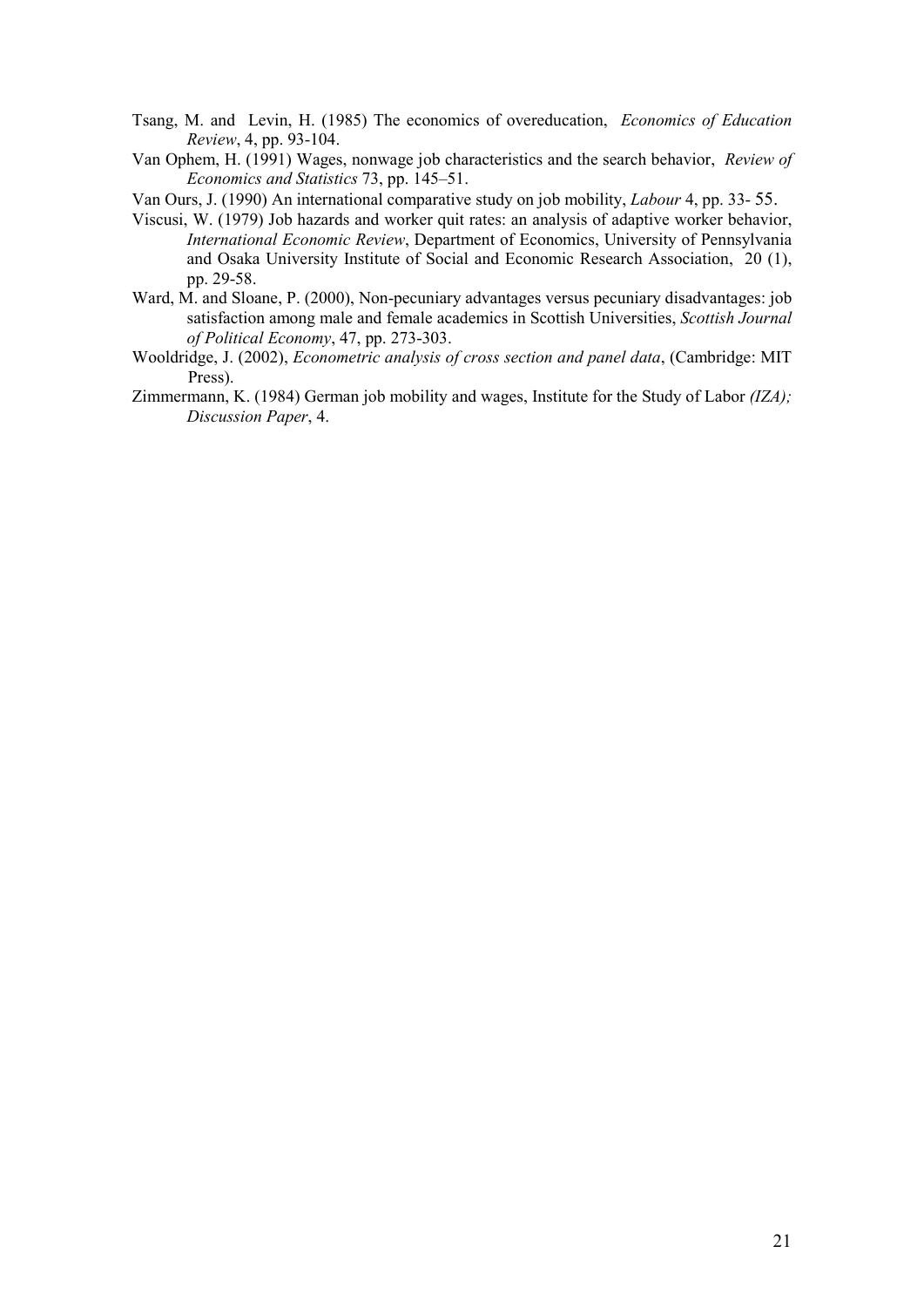Tsang, M. and Levin, H. (1985) The economics of overeducation, *Economics of Education Review*, 4, pp. 93-104.

Van Ophem, H. (1991) Wages, nonwage job characteristics and the search behavior, *Review of Economics and Statistics* 73, pp. 145–51.

Van Ours, J. (1990) An international comparative study on job mobility, *Labour* 4, pp. 33- 55.

Viscusi, W. (1979) Job hazards and worker quit rates: an analysis of adaptive worker behavior, *International Economic Review*, Department of Economics, University of Pennsylvania and Osaka University Institute of Social and Economic Research Association, 20 (1), pp. 29-58.

Ward, M. and Sloane, P. (2000), Non-pecuniary advantages versus pecuniary disadvantages: job satisfaction among male and female academics in Scottish Universities, *Scottish Journal of Political Economy*, 47, pp. 273-303.

Wooldridge, J. (2002), *Econometric analysis of cross section and panel data*, (Cambridge: MIT Press).

Zimmermann, K. (1984) German job mobility and wages, Institute for the Study of Labor *(IZA); Discussion Paper*, 4.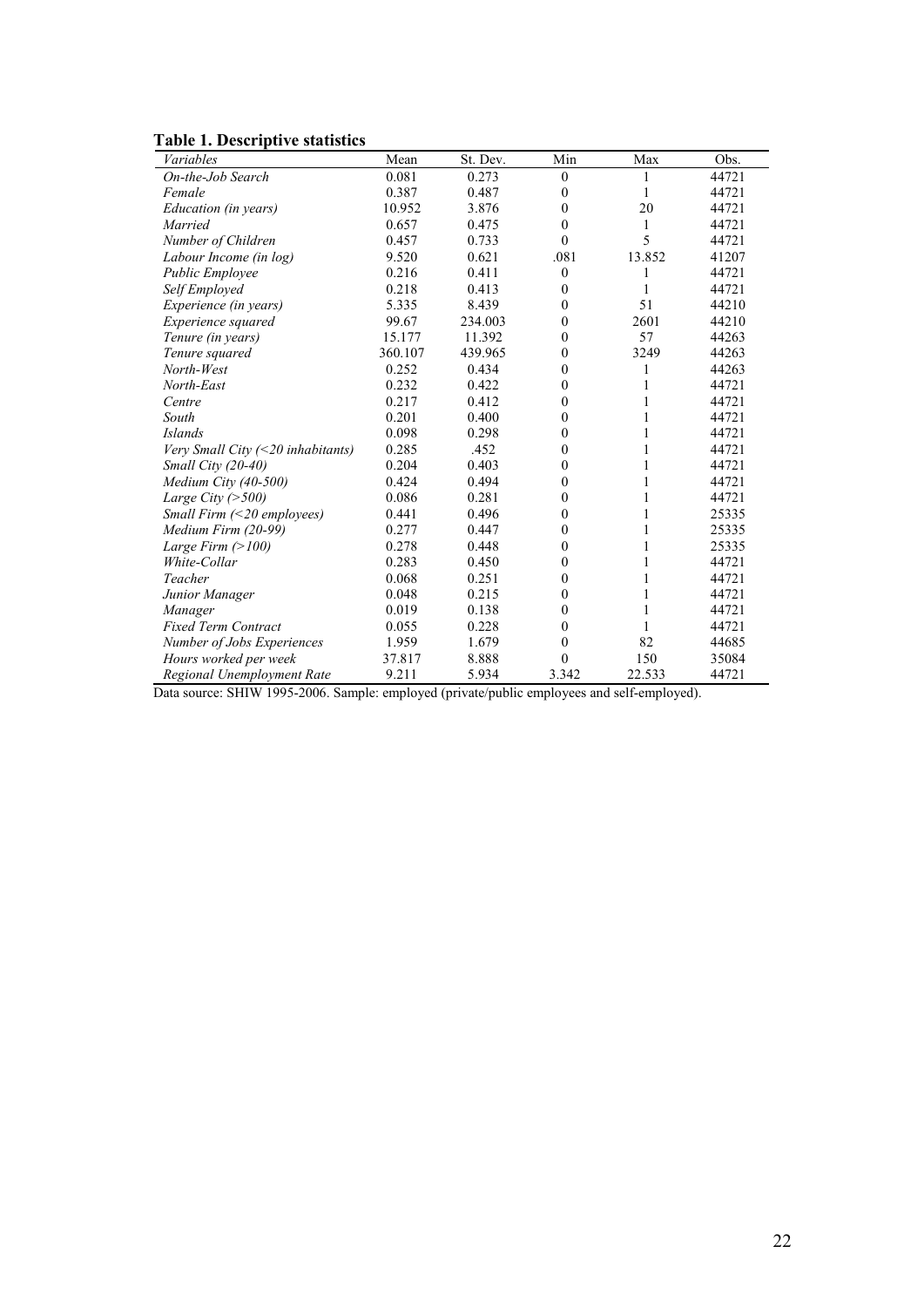**Table 1. Descriptive statistics**

| *Variables* | Mean | St. Dev. | Min | Max | Obs. |
|---|---|---|---|---|---|
| *On-the-Job Search* | 0.081 | 0.273 | 0 | 1 | 44721 |
| *Female* | 0.387 | 0.487 | 0 | 1 | 44721 |
| *Education (in years)* | 10.952 | 3.876 | 0 | 20 | 44721 |
| *Married* | 0.657 | 0.475 | 0 | 1 | 44721 |
| *Number of Children* | 0.457 | 0.733 | 0 | 5 | 44721 |
| *Labour Income (in log)* | 9.520 | 0.621 | .081 | 13.852 | 41207 |
| *Public Employee* | 0.216 | 0.411 | 0 | 1 | 44721 |
| *Self Employed* | 0.218 | 0.413 | 0 | 1 | 44721 |
| *Experience (in years)* | 5.335 | 8.439 | 0 | 51 | 44210 |
| *Experience squared* | 99.67 | 234.003 | 0 | 2601 | 44210 |
| *Tenure (in years)* | 15.177 | 11.392 | 0 | 57 | 44263 |
| *Tenure squared* | 360.107 | 439.965 | 0 | 3249 | 44263 |
| *North-West* | 0.252 | 0.434 | 0 | 1 | 44263 |
| *North-East* | 0.232 | 0.422 | 0 | 1 | 44721 |
| *Centre* | 0.217 | 0.412 | 0 | 1 | 44721 |
| *South* | 0.201 | 0.400 | 0 | 1 | 44721 |
| *Islands* | 0.098 | 0.298 | 0 | 1 | 44721 |
| *Very Small City (<20 inhabitants)* | 0.285 | .452 | 0 | 1 | 44721 |
| *Small City (20-40)* | 0.204 | 0.403 | 0 | 1 | 44721 |
| *Medium City (40-500)* | 0.424 | 0.494 | 0 | 1 | 44721 |
| *Large City (>500)* | 0.086 | 0.281 | 0 | 1 | 44721 |
| *Small Firm (<20 employees)* | 0.441 | 0.496 | 0 | 1 | 25335 |
| *Medium Firm (20-99)* | 0.277 | 0.447 | 0 | 1 | 25335 |
| *Large Firm (>100)* | 0.278 | 0.448 | 0 | 1 | 25335 |
| *White-Collar* | 0.283 | 0.450 | 0 | 1 | 44721 |
| *Teacher* | 0.068 | 0.251 | 0 | 1 | 44721 |
| *Junior Manager* | 0.048 | 0.215 | 0 | 1 | 44721 |
| *Manager* | 0.019 | 0.138 | 0 | 1 | 44721 |
| *Fixed Term Contract* | 0.055 | 0.228 | 0 | 1 | 44721 |
| *Number of Jobs Experiences* | 1.959 | 1.679 | 0 | 82 | 44685 |
| *Hours worked per week* | 37.817 | 8.888 | 0 | 150 | 35084 |
| *Regional Unemployment Rate* | 9.211 | 5.934 | 3.342 | 22.533 | 44721 |

Data source: SHIW 1995-2006. Sample: employed (private/public employees and self-employed).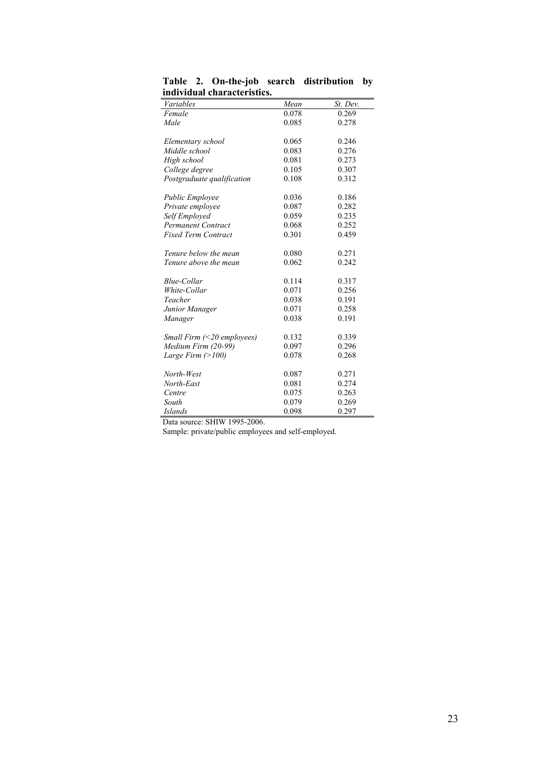**Table 2. On-the-job search distribution by individual characteristics.**

| *Variables* | *Mean* | *St. Dev.* |
|---|---|---|
| *Female* | 0.078 | 0.269 |
| *Male* | 0.085 | 0.278 |
| | | |
| *Elementary school* | 0.065 | 0.246 |
| *Middle school* | 0.083 | 0.276 |
| *High school* | 0.081 | 0.273 |
| *College degree* | 0.105 | 0.307 |
| *Postgraduate qualification* | 0.108 | 0.312 |
| | | |
| *Public Employee* | 0.036 | 0.186 |
| *Private employee* | 0.087 | 0.282 |
| *Self Employed* | 0.059 | 0.235 |
| *Permanent Contract* | 0.068 | 0.252 |
| *Fixed Term Contract* | 0.301 | 0.459 |
| | | |
| *Tenure below the mean* | 0.080 | 0.271 |
| *Tenure above the mean* | 0.062 | 0.242 |
| | | |
| *Blue-Collar* | 0.114 | 0.317 |
| *White-Collar* | 0.071 | 0.256 |
| *Teacher* | 0.038 | 0.191 |
| *Junior Manager* | 0.071 | 0.258 |
| *Manager* | 0.038 | 0.191 |
| | | |
| *Small Firm (<20 employees)* | 0.132 | 0.339 |
| *Medium Firm (20-99)* | 0.097 | 0.296 |
| *Large Firm (>100)* | 0.078 | 0.268 |
| | | |
| *North-West* | 0.087 | 0.271 |
| *North-East* | 0.081 | 0.274 |
| *Centre* | 0.075 | 0.263 |
| *South* | 0.079 | 0.269 |
| *Islands* | 0.098 | 0.297 |

Data source: SHIW 1995-2006.

Sample: private/public employees and self-employed.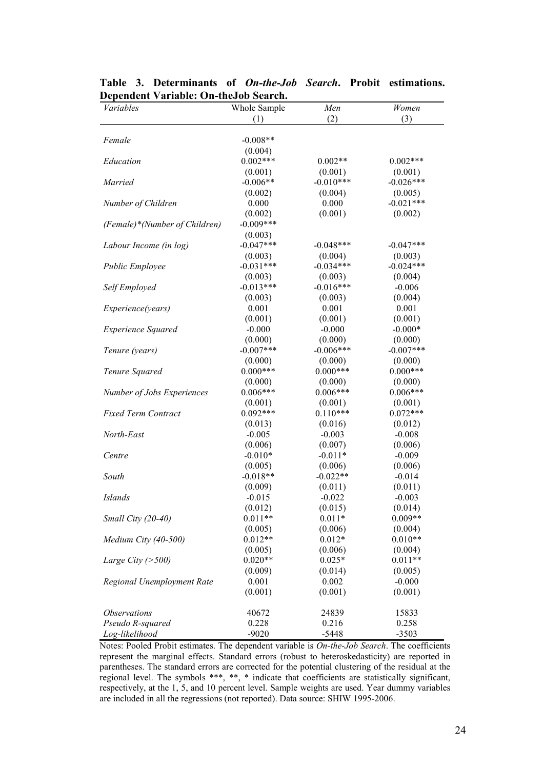**Table 3. Determinants of *On-the-Job Search*. Probit estimations. Dependent Variable: On-theJob Search.**

| *Variables* | Whole Sample | *Men* | *Women* |
|---|---|---|---|
| | (1) | (2) | (3) |
| *Female* | -0.008** | | |
| | (0.004) | | |
| *Education* | 0.002*** | 0.002** | 0.002*** |
| | (0.001) | (0.001) | (0.001) |
| *Married* | -0.006** | -0.010*** | -0.026*** |
| | (0.002) | (0.004) | (0.005) |
| *Number of Children* | 0.000 | 0.000 | -0.021*** |
| | (0.002) | (0.001) | (0.002) |
| *(Female)\*(Number of Children)* | -0.009*** | | |
| | (0.003) | | |
| *Labour Income (in log)* | -0.047*** | -0.048*** | -0.047*** |
| | (0.003) | (0.004) | (0.003) |
| *Public Employee* | -0.031*** | -0.034*** | -0.024*** |
| | (0.003) | (0.003) | (0.004) |
| *Self Employed* | -0.013*** | -0.016*** | -0.006 |
| | (0.003) | (0.003) | (0.004) |
| *Experience(years)* | 0.001 | 0.001 | 0.001 |
| | (0.001) | (0.001) | (0.001) |
| *Experience Squared* | -0.000 | -0.000 | -0.000* |
| | (0.000) | (0.000) | (0.000) |
| *Tenure (years)* | -0.007*** | -0.006*** | -0.007*** |
| | (0.000) | (0.000) | (0.000) |
| *Tenure Squared* | 0.000*** | 0.000*** | 0.000*** |
| | (0.000) | (0.000) | (0.000) |
| *Number of Jobs Experiences* | 0.006*** | 0.006*** | 0.006*** |
| | (0.001) | (0.001) | (0.001) |
| *Fixed Term Contract* | 0.092*** | 0.110*** | 0.072*** |
| | (0.013) | (0.016) | (0.012) |
| *North-East* | -0.005 | -0.003 | -0.008 |
| | (0.006) | (0.007) | (0.006) |
| *Centre* | -0.010* | -0.011* | -0.009 |
| | (0.005) | (0.006) | (0.006) |
| *South* | -0.018** | -0.022** | -0.014 |
| | (0.009) | (0.011) | (0.011) |
| *Islands* | -0.015 | -0.022 | -0.003 |
| | (0.012) | (0.015) | (0.014) |
| *Small City (20-40)* | 0.011** | 0.011* | 0.009** |
| | (0.005) | (0.006) | (0.004) |
| *Medium City (40-500)* | 0.012** | 0.012* | 0.010** |
| | (0.005) | (0.006) | (0.004) |
| *Large City (>500)* | 0.020** | 0.025* | 0.011** |
| | (0.009) | (0.014) | (0.005) |
| *Regional Unemployment Rate* | 0.001 | 0.002 | -0.000 |
| | (0.001) | (0.001) | (0.001) |
| *Observations* | 40672 | 24839 | 15833 |
| *Pseudo R-squared* | 0.228 | 0.216 | 0.258 |
| *Log-likelihood* | -9020 | -5448 | -3503 |

Notes: Pooled Probit estimates. The dependent variable is *On-the-Job Search*. The coefficients represent the marginal effects. Standard errors (robust to heteroskedasticity) are reported in parentheses. The standard errors are corrected for the potential clustering of the residual at the regional level. The symbols \*\*\*, \*\*, \* indicate that coefficients are statistically significant, respectively, at the 1, 5, and 10 percent level. Sample weights are used. Year dummy variables are included in all the regressions (not reported). Data source: SHIW 1995-2006.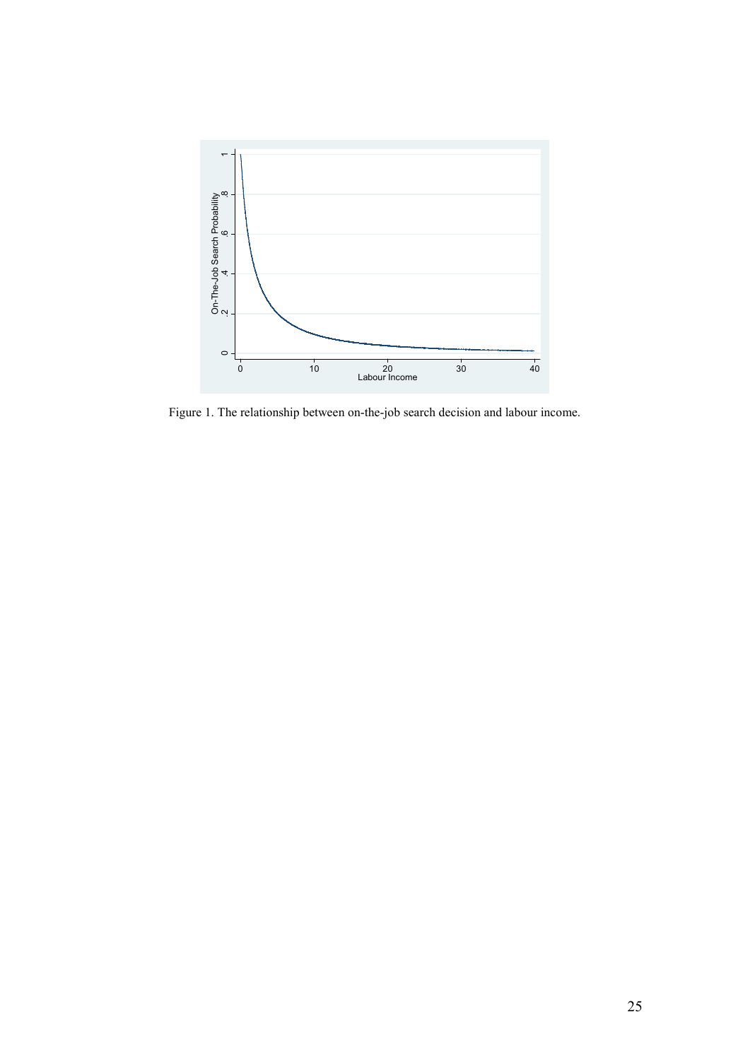Figure 1. The relationship between on-the-job search decision and labour income.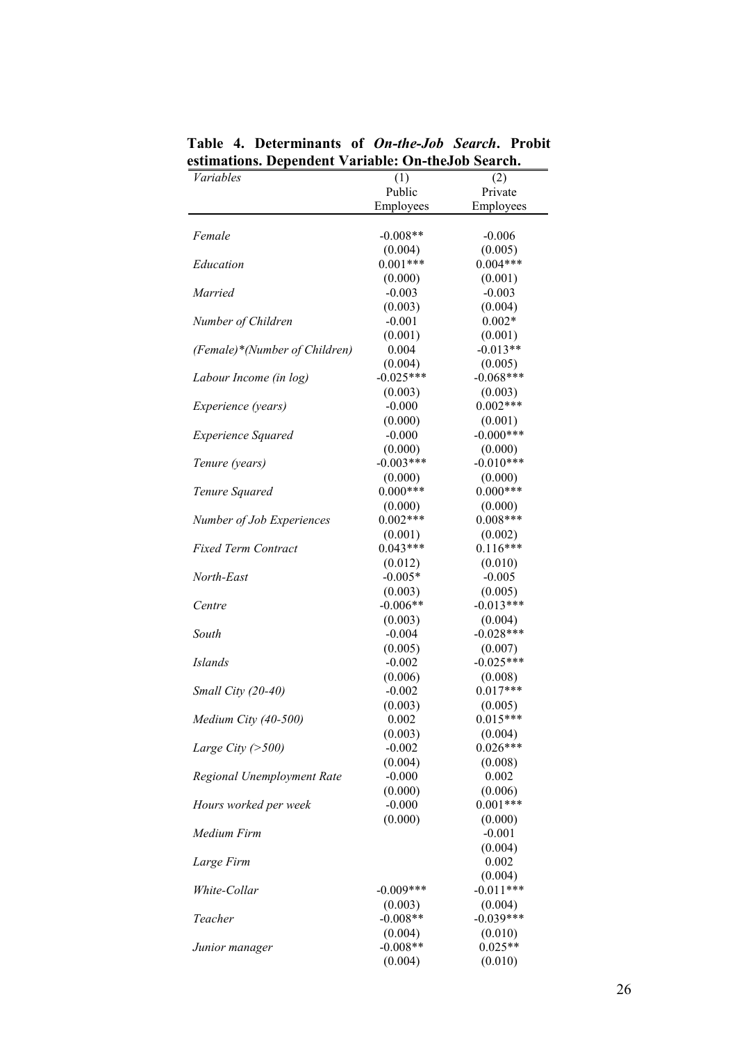**Table 4. Determinants of *On-the-Job Search*. Probit estimations. Dependent Variable: On-theJob Search.**

| *Variables* | (1) Public Employees | (2) Private Employees |
|---|---|---|
| *Female* | -0.008** | -0.006 |
| | (0.004) | (0.005) |
| *Education* | 0.001*** | 0.004*** |
| | (0.000) | (0.001) |
| *Married* | -0.003 | -0.003 |
| | (0.003) | (0.004) |
| *Number of Children* | -0.001 | 0.002* |
| | (0.001) | (0.001) |
| *(Female)*(Number of Children)* | 0.004 | -0.013** |
| | (0.004) | (0.005) |
| *Labour Income (in log)* | -0.025*** | -0.068*** |
| | (0.003) | (0.003) |
| *Experience (years)* | -0.000 | 0.002*** |
| | (0.000) | (0.001) |
| *Experience Squared* | -0.000 | -0.000*** |
| | (0.000) | (0.000) |
| *Tenure (years)* | -0.003*** | -0.010*** |
| | (0.000) | (0.000) |
| *Tenure Squared* | 0.000*** | 0.000*** |
| | (0.000) | (0.000) |
| *Number of Job Experiences* | 0.002*** | 0.008*** |
| | (0.001) | (0.002) |
| *Fixed Term Contract* | 0.043*** | 0.116*** |
| | (0.012) | (0.010) |
| *North-East* | -0.005* | -0.005 |
| | (0.003) | (0.005) |
| *Centre* | -0.006** | -0.013*** |
| | (0.003) | (0.004) |
| *South* | -0.004 | -0.028*** |
| | (0.005) | (0.007) |
| *Islands* | -0.002 | -0.025*** |
| | (0.006) | (0.008) |
| *Small City (20-40)* | -0.002 | 0.017*** |
| | (0.003) | (0.005) |
| *Medium City (40-500)* | 0.002 | 0.015*** |
| | (0.003) | (0.004) |
| *Large City (>500)* | -0.002 | 0.026*** |
| | (0.004) | (0.008) |
| *Regional Unemployment Rate* | -0.000 | 0.002 |
| | (0.000) | (0.006) |
| *Hours worked per week* | -0.000 | 0.001*** |
| | (0.000) | (0.000) |
| *Medium Firm* | | -0.001 |
| | | (0.004) |
| *Large Firm* | | 0.002 |
| | | (0.004) |
| *White-Collar* | -0.009*** | -0.011*** |
| | (0.003) | (0.004) |
| *Teacher* | -0.008** | -0.039*** |
| | (0.004) | (0.010) |
| *Junior manager* | -0.008** | 0.025** |
| | (0.004) | (0.010) |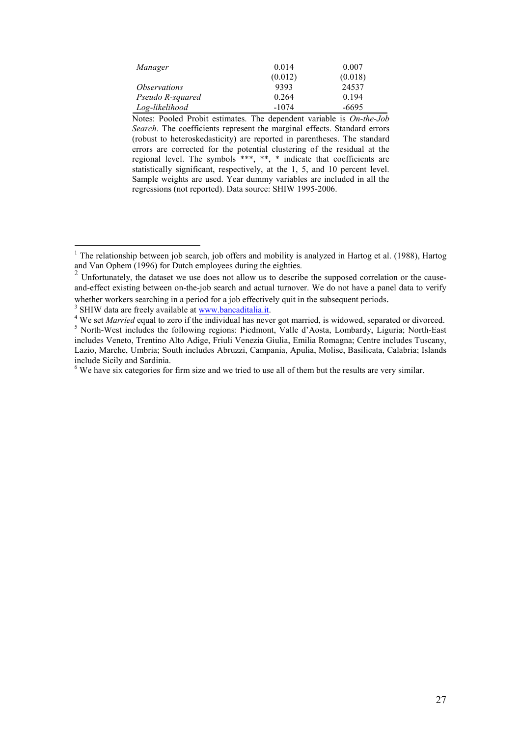| | | |
|---|---|---|
| *Manager* | 0.014 | 0.007 |
| | (0.012) | (0.018) |
| *Observations* | 9393 | 24537 |
| *Pseudo R-squared* | 0.264 | 0.194 |
| *Log-likelihood* | -1074 | -6695 |

Notes: Pooled Probit estimates. The dependent variable is *On-the-Job Search*. The coefficients represent the marginal effects. Standard errors (robust to heteroskedasticity) are reported in parentheses. The standard errors are corrected for the potential clustering of the residual at the regional level. The symbols ***, **, * indicate that coefficients are statistically significant, respectively, at the 1, 5, and 10 percent level. Sample weights are used. Year dummy variables are included in all the regressions (not reported). Data source: SHIW 1995-2006.

---

[1] The relationship between job search, job offers and mobility is analyzed in Hartog et al. (1988), Hartog and Van Ophem (1996) for Dutch employees during the eighties.

[2] Unfortunately, the dataset we use does not allow us to describe the supposed correlation or the cause-and-effect existing between on-the-job search and actual turnover. We do not have a panel data to verify whether workers searching in a period for a job effectively quit in the subsequent periods.

[3] SHIW data are freely available at www.bancaditalia.it.

[4] We set *Married* equal to zero if the individual has never got married, is widowed, separated or divorced.

[5] North-West includes the following regions: Piedmont, Valle d'Aosta, Lombardy, Liguria; North-East includes Veneto, Trentino Alto Adige, Friuli Venezia Giulia, Emilia Romagna; Centre includes Tuscany, Lazio, Marche, Umbria; South includes Abruzzi, Campania, Apulia, Molise, Basilicata, Calabria; Islands include Sicily and Sardinia.

[6] We have six categories for firm size and we tried to use all of them but the results are very similar.